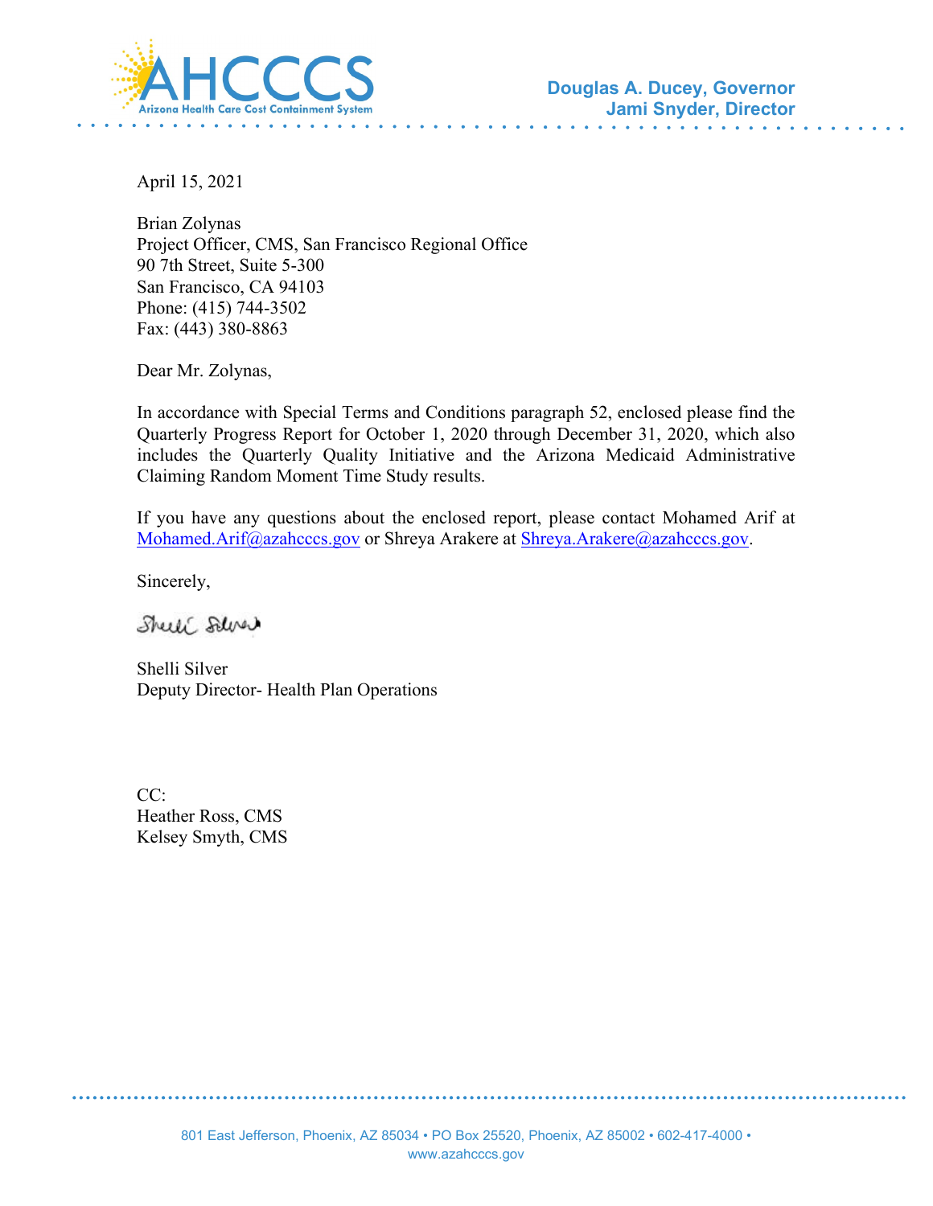AHCCCS
Arizona Health Care Cost Containment System

**Douglas A. Ducey, Governor**
**Jami Snyder, Director**

April 15, 2021

Brian Zolynas
Project Officer, CMS, San Francisco Regional Office
90 7th Street, Suite 5-300
San Francisco, CA 94103
Phone: (415) 744-3502
Fax: (443) 380-8863

Dear Mr. Zolynas,

In accordance with Special Terms and Conditions paragraph 52, enclosed please find the Quarterly Progress Report for October 1, 2020 through December 31, 2020, which also includes the Quarterly Quality Initiative and the Arizona Medicaid Administrative Claiming Random Moment Time Study results.

If you have any questions about the enclosed report, please contact Mohamed Arif at Mohamed.Arif@azahcccs.gov or Shreya Arakere at Shreya.Arakere@azahcccs.gov.

Sincerely,

Shelli Silver

Shelli Silver
Deputy Director- Health Plan Operations

CC:
Heather Ross, CMS
Kelsey Smyth, CMS

801 East Jefferson, Phoenix, AZ 85034 • PO Box 25520, Phoenix, AZ 85002 • 602-417-4000 •
www.azahcccs.gov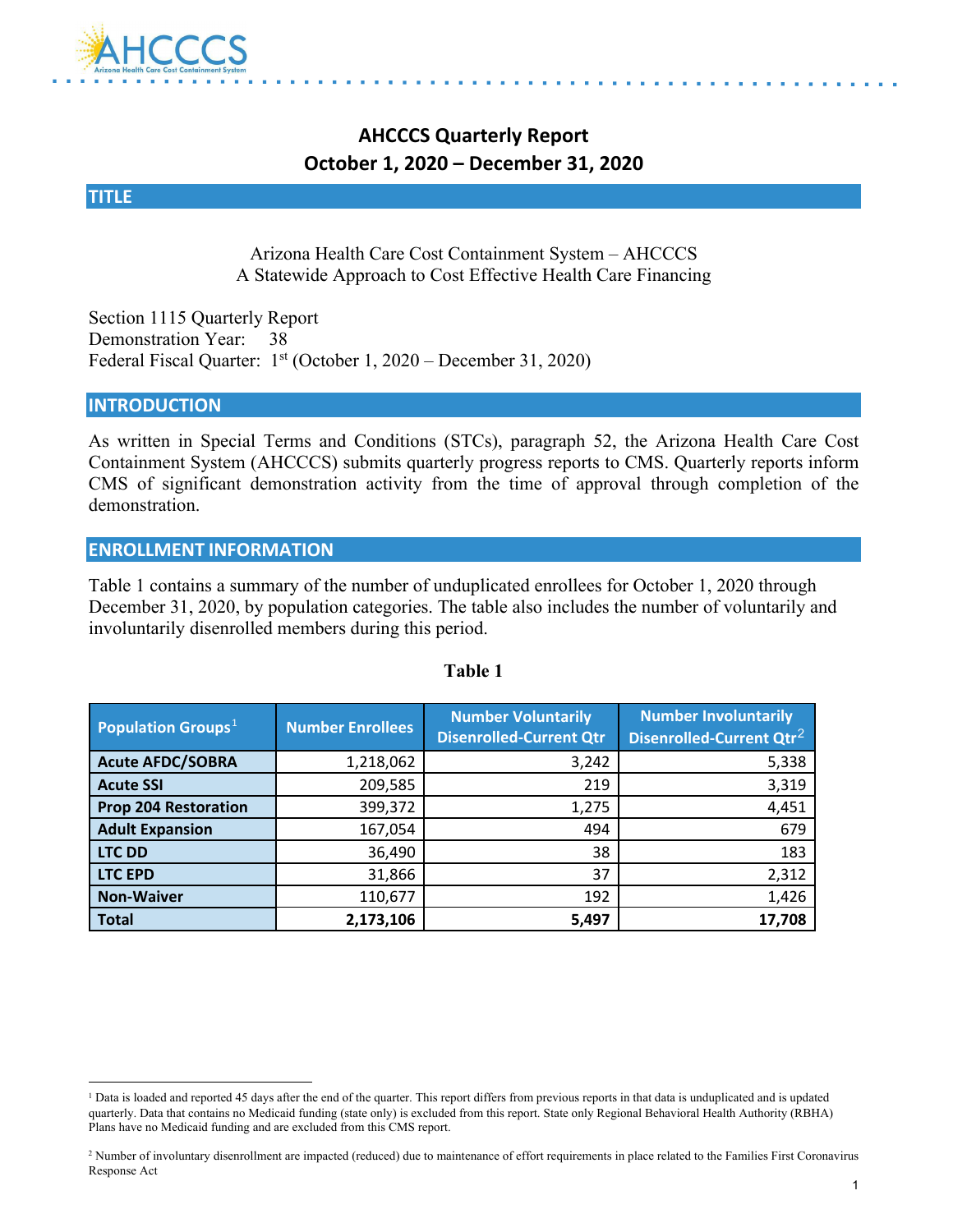# AHCCCS Quarterly Report
## October 1, 2020 – December 31, 2020

## TITLE

Arizona Health Care Cost Containment System – AHCCCS
A Statewide Approach to Cost Effective Health Care Financing

Section 1115 Quarterly Report
Demonstration Year: 38
Federal Fiscal Quarter: 1st (October 1, 2020 – December 31, 2020)

## INTRODUCTION

As written in Special Terms and Conditions (STCs), paragraph 52, the Arizona Health Care Cost Containment System (AHCCCS) submits quarterly progress reports to CMS. Quarterly reports inform CMS of significant demonstration activity from the time of approval through completion of the demonstration.

## ENROLLMENT INFORMATION

Table 1 contains a summary of the number of unduplicated enrollees for October 1, 2020 through December 31, 2020, by population categories. The table also includes the number of voluntarily and involuntarily disenrolled members during this period.

**Table 1**

| Population Groups[1] | Number Enrollees | Number Voluntarily Disenrolled-Current Qtr | Number Involuntarily Disenrolled-Current Qtr[2] |
|---|---|---|---|
| **Acute AFDC/SOBRA** | 1,218,062 | 3,242 | 5,338 |
| **Acute SSI** | 209,585 | 219 | 3,319 |
| **Prop 204 Restoration** | 399,372 | 1,275 | 4,451 |
| **Adult Expansion** | 167,054 | 494 | 679 |
| **LTC DD** | 36,490 | 38 | 183 |
| **LTC EPD** | 31,866 | 37 | 2,312 |
| **Non-Waiver** | 110,677 | 192 | 1,426 |
| **Total** | **2,173,106** | **5,497** | **17,708** |

[1] Data is loaded and reported 45 days after the end of the quarter. This report differs from previous reports in that data is unduplicated and is updated quarterly. Data that contains no Medicaid funding (state only) is excluded from this report. State only Regional Behavioral Health Authority (RBHA) Plans have no Medicaid funding and are excluded from this CMS report.

[2] Number of involuntary disenrollment are impacted (reduced) due to maintenance of effort requirements in place related to the Families First Coronavirus Response Act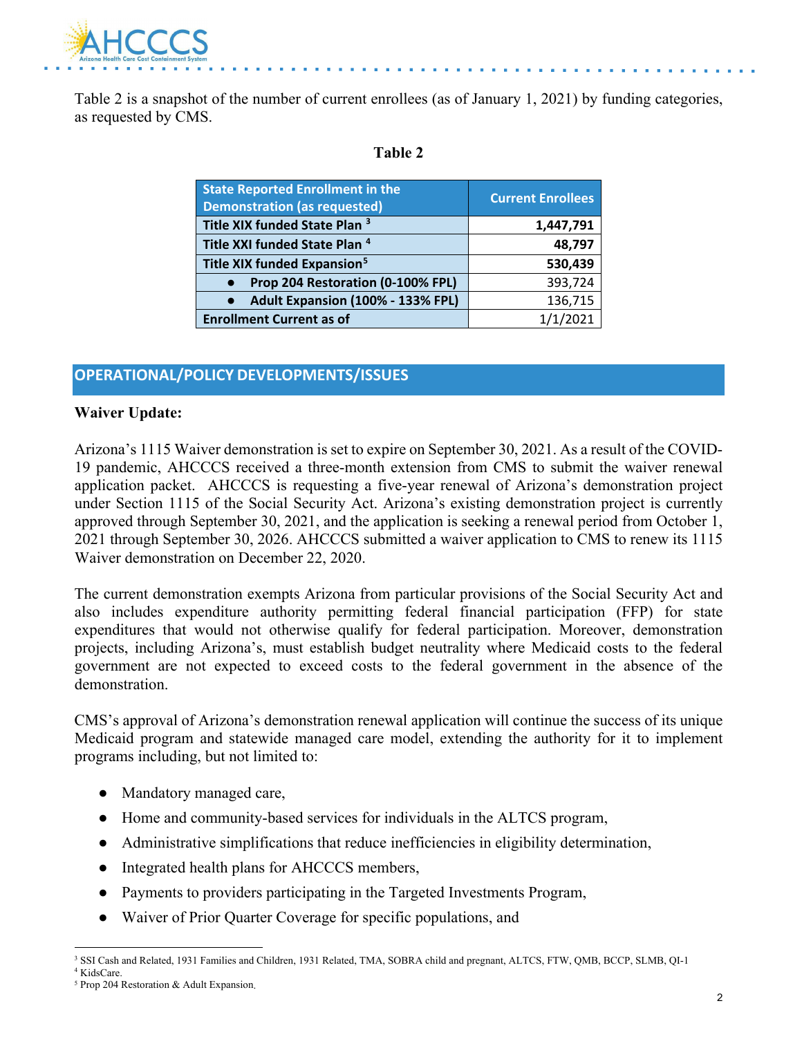Table 2 is a snapshot of the number of current enrollees (as of January 1, 2021) by funding categories, as requested by CMS.

**Table 2**

| State Reported Enrollment in the Demonstration (as requested) | Current Enrollees |
|---|---|
| **Title XIX funded State Plan** [3] | **1,447,791** |
| **Title XXI funded State Plan** [4] | **48,797** |
| **Title XIX funded Expansion**[5] | **530,439** |
| ● **Prop 204 Restoration (0-100% FPL)** | 393,724 |
| ● **Adult Expansion (100% - 133% FPL)** | 136,715 |
| **Enrollment Current as of** | 1/1/2021 |

## OPERATIONAL/POLICY DEVELOPMENTS/ISSUES

**Waiver Update:**

Arizona's 1115 Waiver demonstration is set to expire on September 30, 2021. As a result of the COVID-19 pandemic, AHCCCS received a three-month extension from CMS to submit the waiver renewal application packet. AHCCCS is requesting a five-year renewal of Arizona's demonstration project under Section 1115 of the Social Security Act. Arizona's existing demonstration project is currently approved through September 30, 2021, and the application is seeking a renewal period from October 1, 2021 through September 30, 2026. AHCCCS submitted a waiver application to CMS to renew its 1115 Waiver demonstration on December 22, 2020.

The current demonstration exempts Arizona from particular provisions of the Social Security Act and also includes expenditure authority permitting federal financial participation (FFP) for state expenditures that would not otherwise qualify for federal participation. Moreover, demonstration projects, including Arizona's, must establish budget neutrality where Medicaid costs to the federal government are not expected to exceed costs to the federal government in the absence of the demonstration.

CMS's approval of Arizona's demonstration renewal application will continue the success of its unique Medicaid program and statewide managed care model, extending the authority for it to implement programs including, but not limited to:

- Mandatory managed care,
- Home and community-based services for individuals in the ALTCS program,
- Administrative simplifications that reduce inefficiencies in eligibility determination,
- Integrated health plans for AHCCCS members,
- Payments to providers participating in the Targeted Investments Program,
- Waiver of Prior Quarter Coverage for specific populations, and

---

[3] SSI Cash and Related, 1931 Families and Children, 1931 Related, TMA, SOBRA child and pregnant, ALTCS, FTW, QMB, BCCP, SLMB, QI-1

[4] KidsCare.

[5] Prop 204 Restoration & Adult Expansion.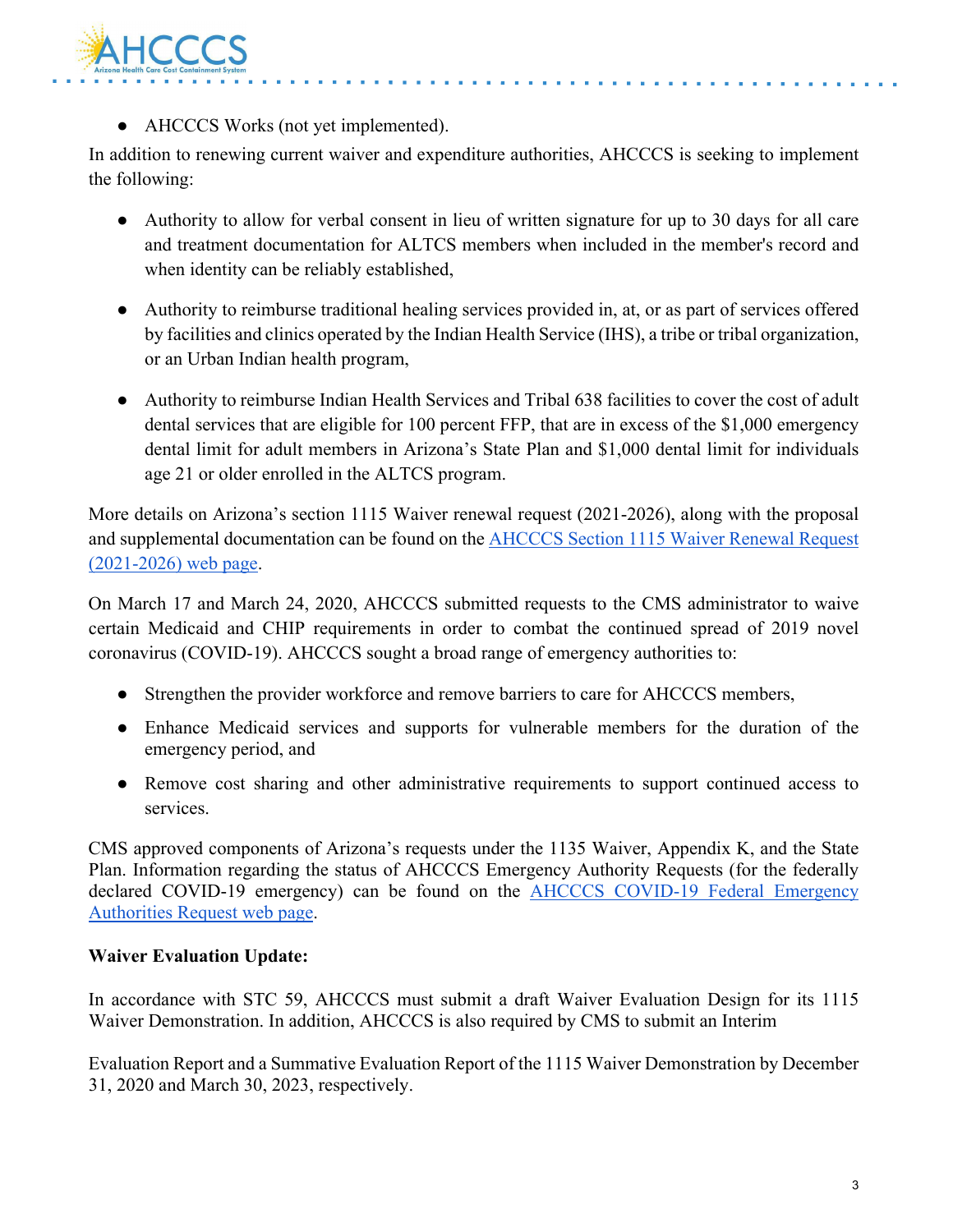- AHCCCS Works (not yet implemented).

In addition to renewing current waiver and expenditure authorities, AHCCCS is seeking to implement the following:

- Authority to allow for verbal consent in lieu of written signature for up to 30 days for all care and treatment documentation for ALTCS members when included in the member's record and when identity can be reliably established,
- Authority to reimburse traditional healing services provided in, at, or as part of services offered by facilities and clinics operated by the Indian Health Service (IHS), a tribe or tribal organization, or an Urban Indian health program,
- Authority to reimburse Indian Health Services and Tribal 638 facilities to cover the cost of adult dental services that are eligible for 100 percent FFP, that are in excess of the $1,000 emergency dental limit for adult members in Arizona's State Plan and $1,000 dental limit for individuals age 21 or older enrolled in the ALTCS program.

More details on Arizona's section 1115 Waiver renewal request (2021-2026), along with the proposal and supplemental documentation can be found on the [AHCCCS Section 1115 Waiver Renewal Request (2021-2026) web page](#).

On March 17 and March 24, 2020, AHCCCS submitted requests to the CMS administrator to waive certain Medicaid and CHIP requirements in order to combat the continued spread of 2019 novel coronavirus (COVID-19). AHCCCS sought a broad range of emergency authorities to:

- Strengthen the provider workforce and remove barriers to care for AHCCCS members,
- Enhance Medicaid services and supports for vulnerable members for the duration of the emergency period, and
- Remove cost sharing and other administrative requirements to support continued access to services.

CMS approved components of Arizona's requests under the 1135 Waiver, Appendix K, and the State Plan. Information regarding the status of AHCCCS Emergency Authority Requests (for the federally declared COVID-19 emergency) can be found on the [AHCCCS COVID-19 Federal Emergency Authorities Request web page](#).

**Waiver Evaluation Update:**

In accordance with STC 59, AHCCCS must submit a draft Waiver Evaluation Design for its 1115 Waiver Demonstration. In addition, AHCCCS is also required by CMS to submit an Interim

Evaluation Report and a Summative Evaluation Report of the 1115 Waiver Demonstration by December 31, 2020 and March 30, 2023, respectively.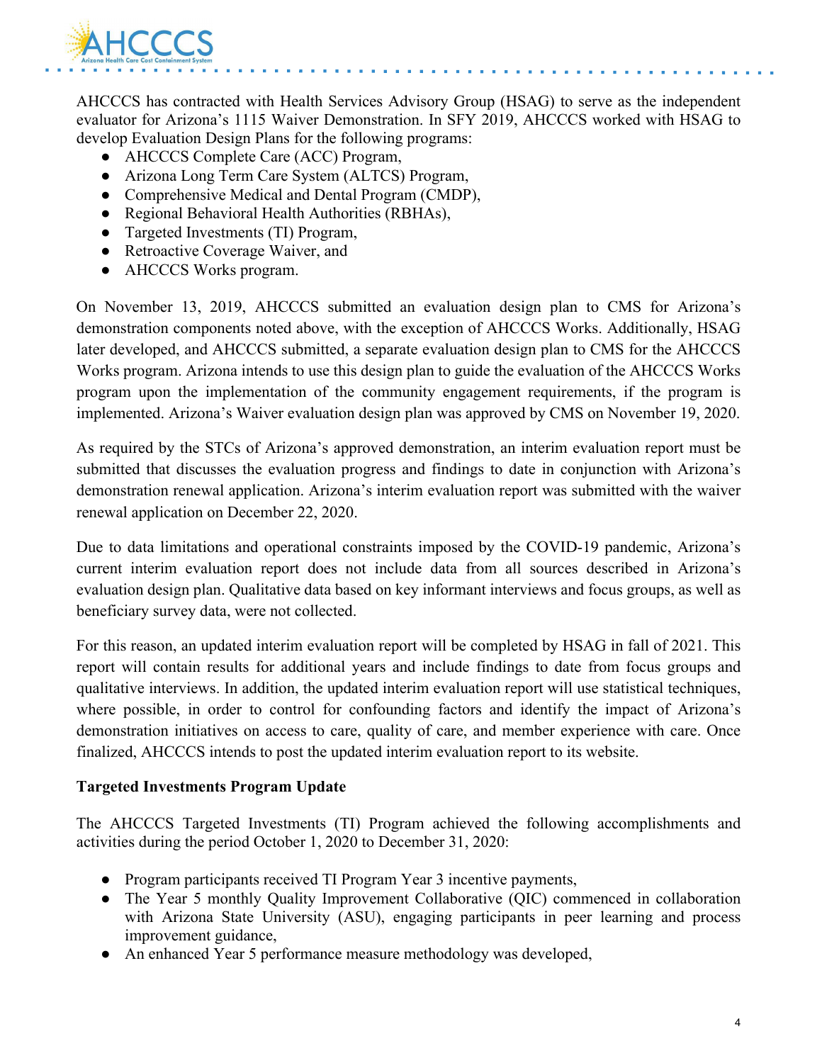AHCCCS has contracted with Health Services Advisory Group (HSAG) to serve as the independent evaluator for Arizona's 1115 Waiver Demonstration. In SFY 2019, AHCCCS worked with HSAG to develop Evaluation Design Plans for the following programs:

- AHCCCS Complete Care (ACC) Program,
- Arizona Long Term Care System (ALTCS) Program,
- Comprehensive Medical and Dental Program (CMDP),
- Regional Behavioral Health Authorities (RBHAs),
- Targeted Investments (TI) Program,
- Retroactive Coverage Waiver, and
- AHCCCS Works program.

On November 13, 2019, AHCCCS submitted an evaluation design plan to CMS for Arizona's demonstration components noted above, with the exception of AHCCCS Works. Additionally, HSAG later developed, and AHCCCS submitted, a separate evaluation design plan to CMS for the AHCCCS Works program. Arizona intends to use this design plan to guide the evaluation of the AHCCCS Works program upon the implementation of the community engagement requirements, if the program is implemented. Arizona's Waiver evaluation design plan was approved by CMS on November 19, 2020.

As required by the STCs of Arizona's approved demonstration, an interim evaluation report must be submitted that discusses the evaluation progress and findings to date in conjunction with Arizona's demonstration renewal application. Arizona's interim evaluation report was submitted with the waiver renewal application on December 22, 2020.

Due to data limitations and operational constraints imposed by the COVID-19 pandemic, Arizona's current interim evaluation report does not include data from all sources described in Arizona's evaluation design plan. Qualitative data based on key informant interviews and focus groups, as well as beneficiary survey data, were not collected.

For this reason, an updated interim evaluation report will be completed by HSAG in fall of 2021. This report will contain results for additional years and include findings to date from focus groups and qualitative interviews. In addition, the updated interim evaluation report will use statistical techniques, where possible, in order to control for confounding factors and identify the impact of Arizona's demonstration initiatives on access to care, quality of care, and member experience with care. Once finalized, AHCCCS intends to post the updated interim evaluation report to its website.

**Targeted Investments Program Update**

The AHCCCS Targeted Investments (TI) Program achieved the following accomplishments and activities during the period October 1, 2020 to December 31, 2020:

- Program participants received TI Program Year 3 incentive payments,
- The Year 5 monthly Quality Improvement Collaborative (QIC) commenced in collaboration with Arizona State University (ASU), engaging participants in peer learning and process improvement guidance,
- An enhanced Year 5 performance measure methodology was developed,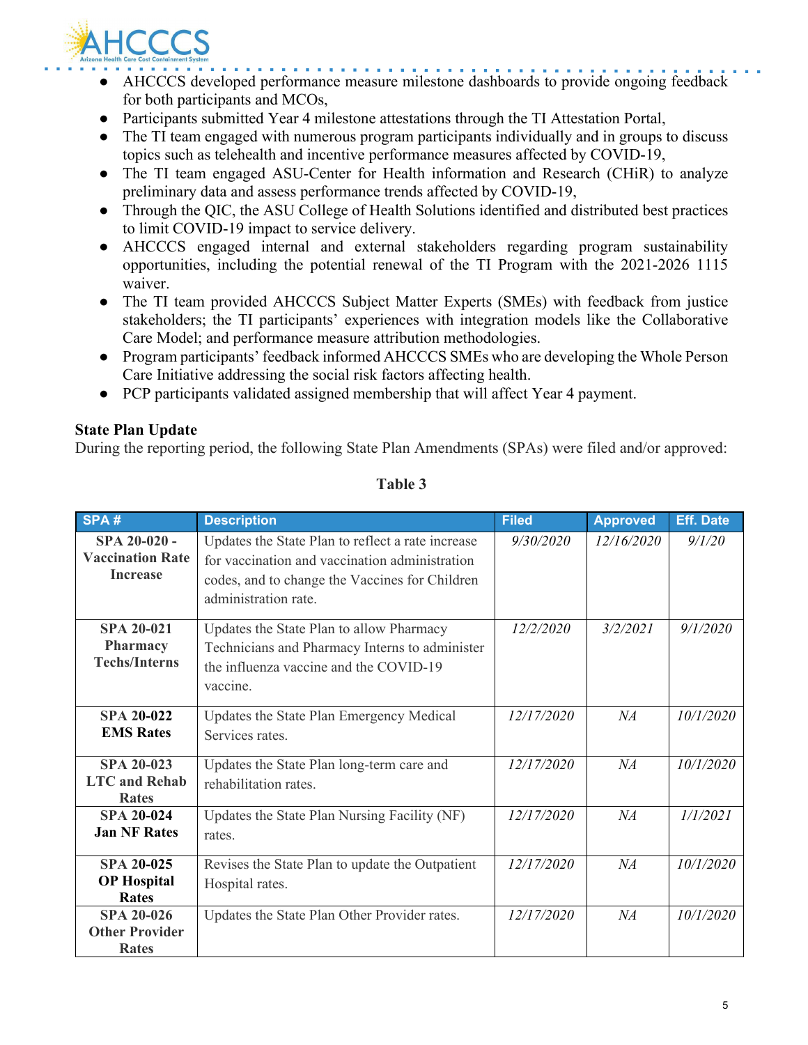- AHCCCS developed performance measure milestone dashboards to provide ongoing feedback for both participants and MCOs,
- Participants submitted Year 4 milestone attestations through the TI Attestation Portal,
- The TI team engaged with numerous program participants individually and in groups to discuss topics such as telehealth and incentive performance measures affected by COVID-19,
- The TI team engaged ASU-Center for Health information and Research (CHiR) to analyze preliminary data and assess performance trends affected by COVID-19,
- Through the QIC, the ASU College of Health Solutions identified and distributed best practices to limit COVID-19 impact to service delivery.
- AHCCCS engaged internal and external stakeholders regarding program sustainability opportunities, including the potential renewal of the TI Program with the 2021-2026 1115 waiver.
- The TI team provided AHCCCS Subject Matter Experts (SMEs) with feedback from justice stakeholders; the TI participants' experiences with integration models like the Collaborative Care Model; and performance measure attribution methodologies.
- Program participants' feedback informed AHCCCS SMEs who are developing the Whole Person Care Initiative addressing the social risk factors affecting health.
- PCP participants validated assigned membership that will affect Year 4 payment.

**State Plan Update**

During the reporting period, the following State Plan Amendments (SPAs) were filed and/or approved:

**Table 3**

| SPA # | Description | Filed | Approved | Eff. Date |
|---|---|---|---|---|
| **SPA 20-020 - Vaccination Rate Increase** | Updates the State Plan to reflect a rate increase for vaccination and vaccination administration codes, and to change the Vaccines for Children administration rate. | *9/30/2020* | *12/16/2020* | *9/1/20* |
| **SPA 20-021 Pharmacy Techs/Interns** | Updates the State Plan to allow Pharmacy Technicians and Pharmacy Interns to administer the influenza vaccine and the COVID-19 vaccine. | *12/2/2020* | *3/2/2021* | *9/1/2020* |
| **SPA 20-022 EMS Rates** | Updates the State Plan Emergency Medical Services rates. | *12/17/2020* | *NA* | *10/1/2020* |
| **SPA 20-023 LTC and Rehab Rates** | Updates the State Plan long-term care and rehabilitation rates. | *12/17/2020* | *NA* | *10/1/2020* |
| **SPA 20-024 Jan NF Rates** | Updates the State Plan Nursing Facility (NF) rates. | *12/17/2020* | *NA* | *1/1/2021* |
| **SPA 20-025 OP Hospital Rates** | Revises the State Plan to update the Outpatient Hospital rates. | *12/17/2020* | *NA* | *10/1/2020* |
| **SPA 20-026 Other Provider Rates** | Updates the State Plan Other Provider rates. | *12/17/2020* | *NA* | *10/1/2020* |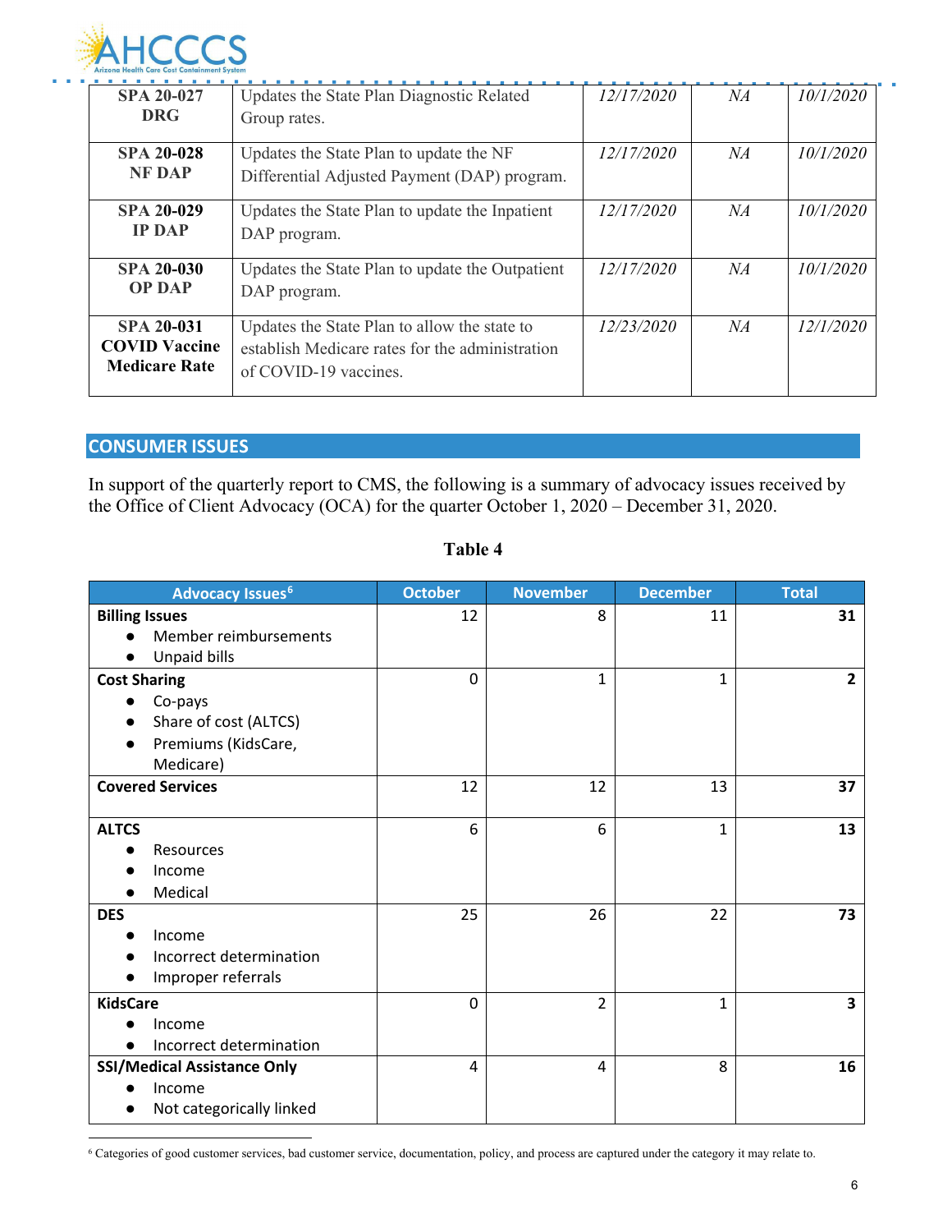| SPA 20-027 DRG | Updates the State Plan Diagnostic Related Group rates. | *12/17/2020* | *NA* | *10/1/2020* |
|---|---|---|---|---|
| **SPA 20-028 NF DAP** | Updates the State Plan to update the NF Differential Adjusted Payment (DAP) program. | *12/17/2020* | *NA* | *10/1/2020* |
| **SPA 20-029 IP DAP** | Updates the State Plan to update the Inpatient DAP program. | *12/17/2020* | *NA* | *10/1/2020* |
| **SPA 20-030 OP DAP** | Updates the State Plan to update the Outpatient DAP program. | *12/17/2020* | *NA* | *10/1/2020* |
| **SPA 20-031 COVID Vaccine Medicare Rate** | Updates the State Plan to allow the state to establish Medicare rates for the administration of COVID-19 vaccines. | *12/23/2020* | *NA* | *12/1/2020* |

## CONSUMER ISSUES

In support of the quarterly report to CMS, the following is a summary of advocacy issues received by the Office of Client Advocacy (OCA) for the quarter October 1, 2020 – December 31, 2020.

**Table 4**

| Advocacy Issues[6] | October | November | December | Total |
|---|---|---|---|---|
| **Billing Issues**<br>● Member reimbursements<br>● Unpaid bills | 12 | 8 | 11 | **31** |
| **Cost Sharing**<br>● Co-pays<br>● Share of cost (ALTCS)<br>● Premiums (KidsCare, Medicare) | 0 | 1 | 1 | **2** |
| **Covered Services** | 12 | 12 | 13 | **37** |
| **ALTCS**<br>● Resources<br>● Income<br>● Medical | 6 | 6 | 1 | **13** |
| **DES**<br>● Income<br>● Incorrect determination<br>● Improper referrals | 25 | 26 | 22 | **73** |
| **KidsCare**<br>● Income<br>● Incorrect determination | 0 | 2 | 1 | **3** |
| **SSI/Medical Assistance Only**<br>● Income<br>● Not categorically linked | 4 | 4 | 8 | **16** |

[6] Categories of good customer services, bad customer service, documentation, policy, and process are captured under the category it may relate to.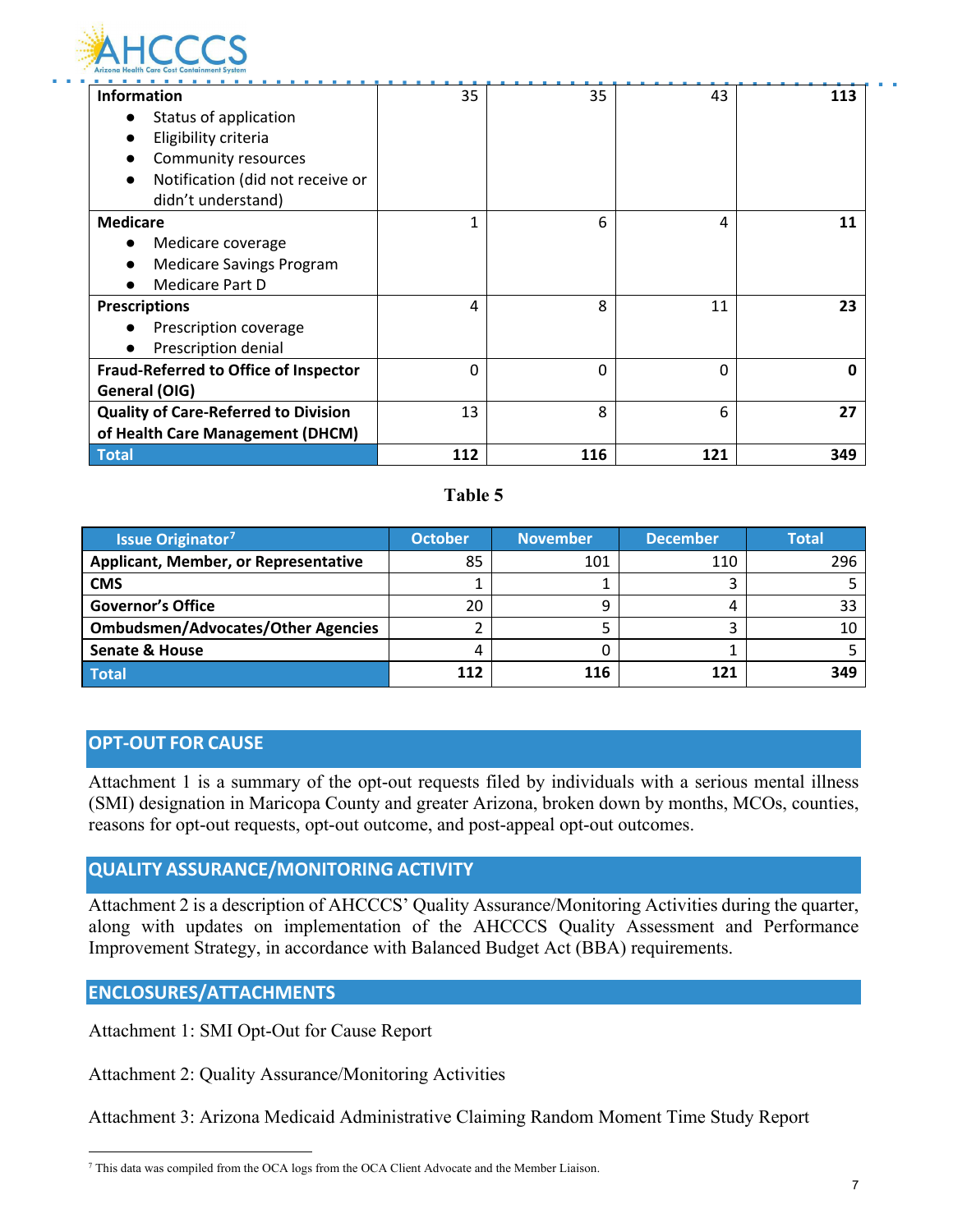| | | | | |
|---|---|---|---|---|
| **Information**<br>● Status of application<br>● Eligibility criteria<br>● Community resources<br>● Notification (did not receive or didn't understand) | 35 | 35 | 43 | **113** |
| **Medicare**<br>● Medicare coverage<br>● Medicare Savings Program<br>● Medicare Part D | 1 | 6 | 4 | **11** |
| **Prescriptions**<br>● Prescription coverage<br>● Prescription denial | 4 | 8 | 11 | **23** |
| **Fraud-Referred to Office of Inspector General (OIG)** | 0 | 0 | 0 | **0** |
| **Quality of Care-Referred to Division of Health Care Management (DHCM)** | 13 | 8 | 6 | **27** |
| **Total** | **112** | **116** | **121** | **349** |

**Table 5**

| Issue Originator[7] | October | November | December | Total |
|---|---|---|---|---|
| **Applicant, Member, or Representative** | 85 | 101 | 110 | 296 |
| **CMS** | 1 | 1 | 3 | 5 |
| **Governor's Office** | 20 | 9 | 4 | 33 |
| **Ombudsmen/Advocates/Other Agencies** | 2 | 5 | 3 | 10 |
| **Senate & House** | 4 | 0 | 1 | 5 |
| **Total** | **112** | **116** | **121** | **349** |

## OPT-OUT FOR CAUSE

Attachment 1 is a summary of the opt-out requests filed by individuals with a serious mental illness (SMI) designation in Maricopa County and greater Arizona, broken down by months, MCOs, counties, reasons for opt-out requests, opt-out outcome, and post-appeal opt-out outcomes.

## QUALITY ASSURANCE/MONITORING ACTIVITY

Attachment 2 is a description of AHCCCS' Quality Assurance/Monitoring Activities during the quarter, along with updates on implementation of the AHCCCS Quality Assessment and Performance Improvement Strategy, in accordance with Balanced Budget Act (BBA) requirements.

## ENCLOSURES/ATTACHMENTS

Attachment 1: SMI Opt-Out for Cause Report

Attachment 2: Quality Assurance/Monitoring Activities

Attachment 3: Arizona Medicaid Administrative Claiming Random Moment Time Study Report

[7] This data was compiled from the OCA logs from the OCA Client Advocate and the Member Liaison.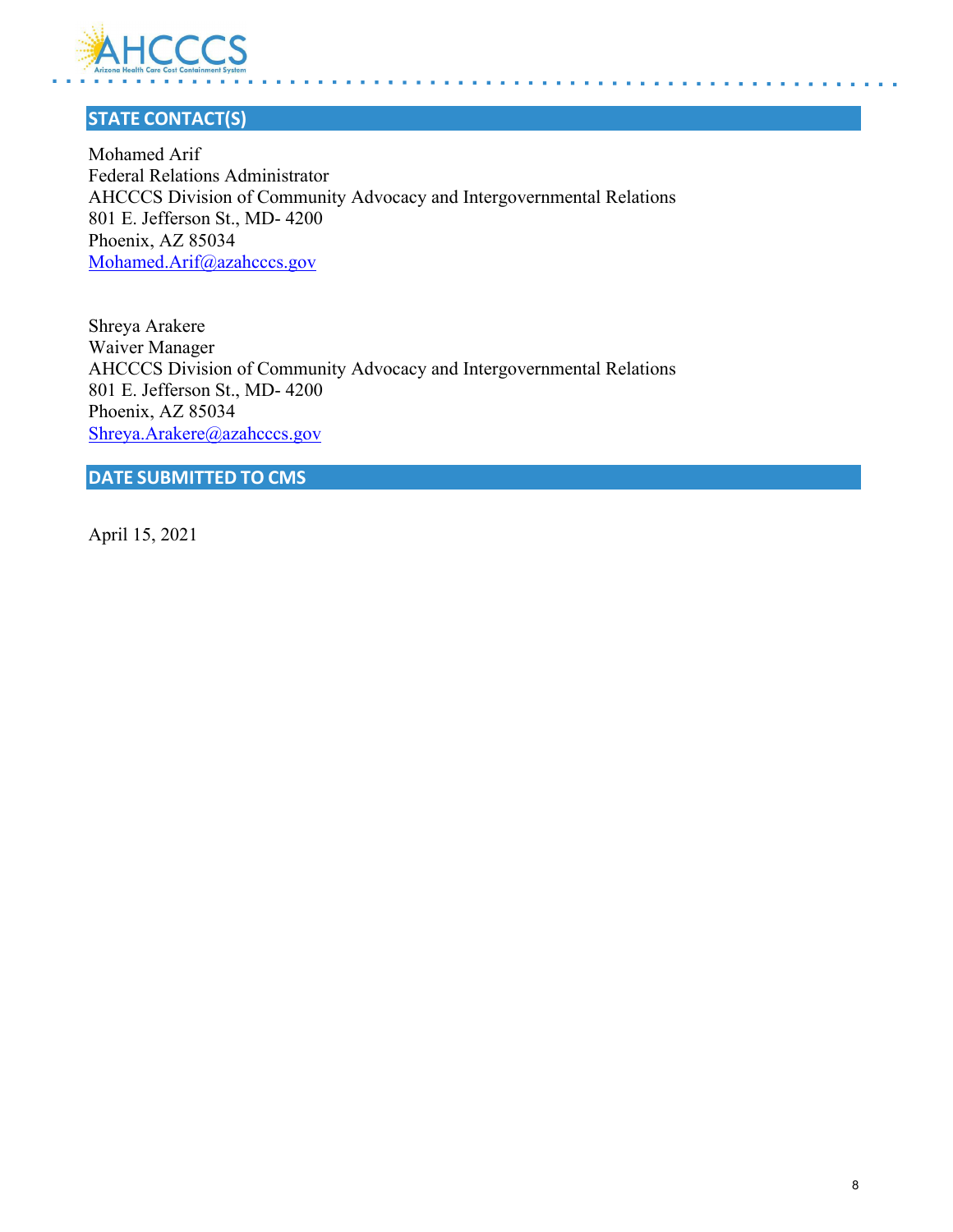## STATE CONTACT(S)

Mohamed Arif
Federal Relations Administrator
AHCCCS Division of Community Advocacy and Intergovernmental Relations
801 E. Jefferson St., MD- 4200
Phoenix, AZ 85034
Mohamed.Arif@azahcccs.gov

Shreya Arakere
Waiver Manager
AHCCCS Division of Community Advocacy and Intergovernmental Relations
801 E. Jefferson St., MD- 4200
Phoenix, AZ 85034
Shreya.Arakere@azahcccs.gov

## DATE SUBMITTED TO CMS

April 15, 2021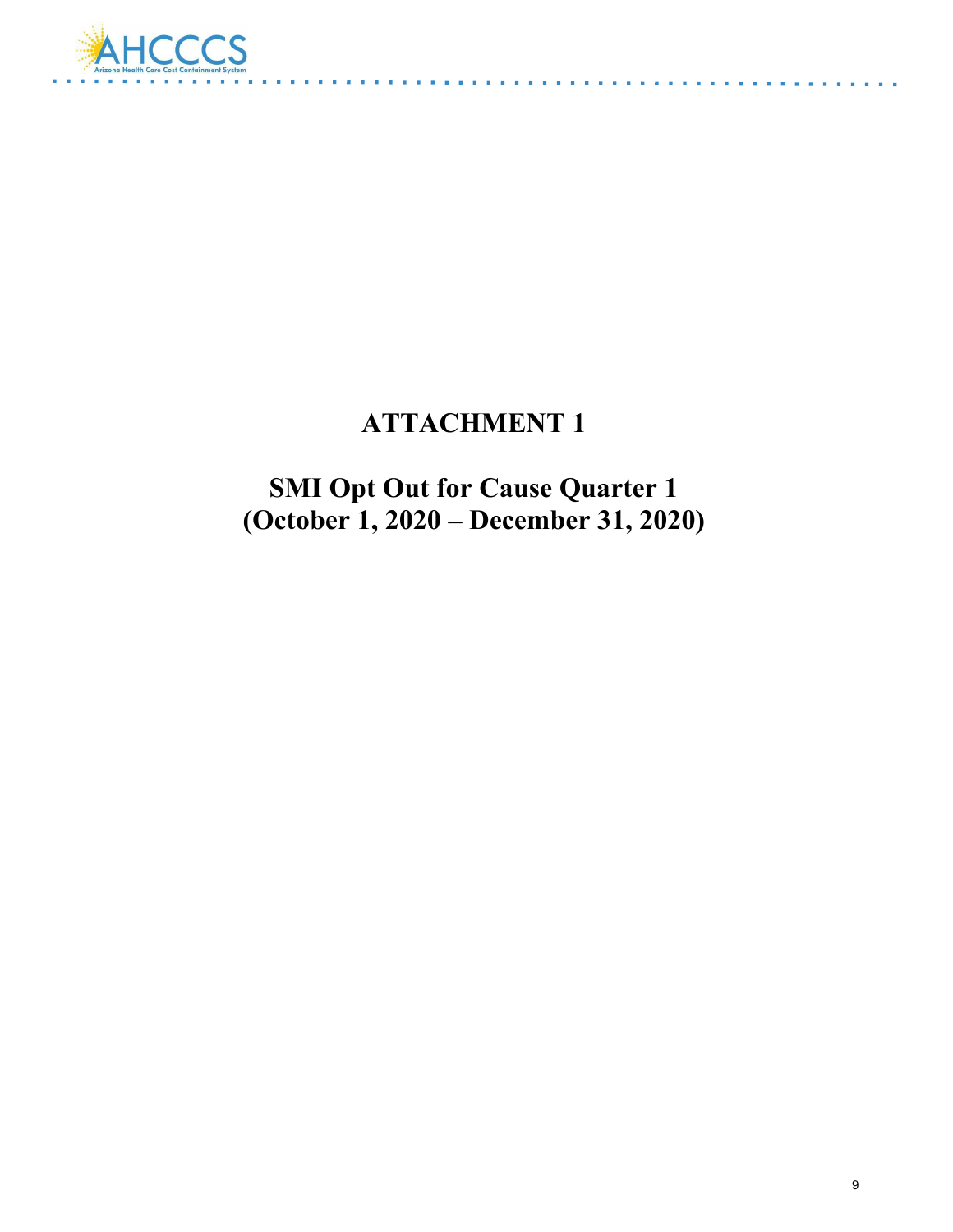# ATTACHMENT 1

## SMI Opt Out for Cause Quarter 1
## (October 1, 2020 – December 31, 2020)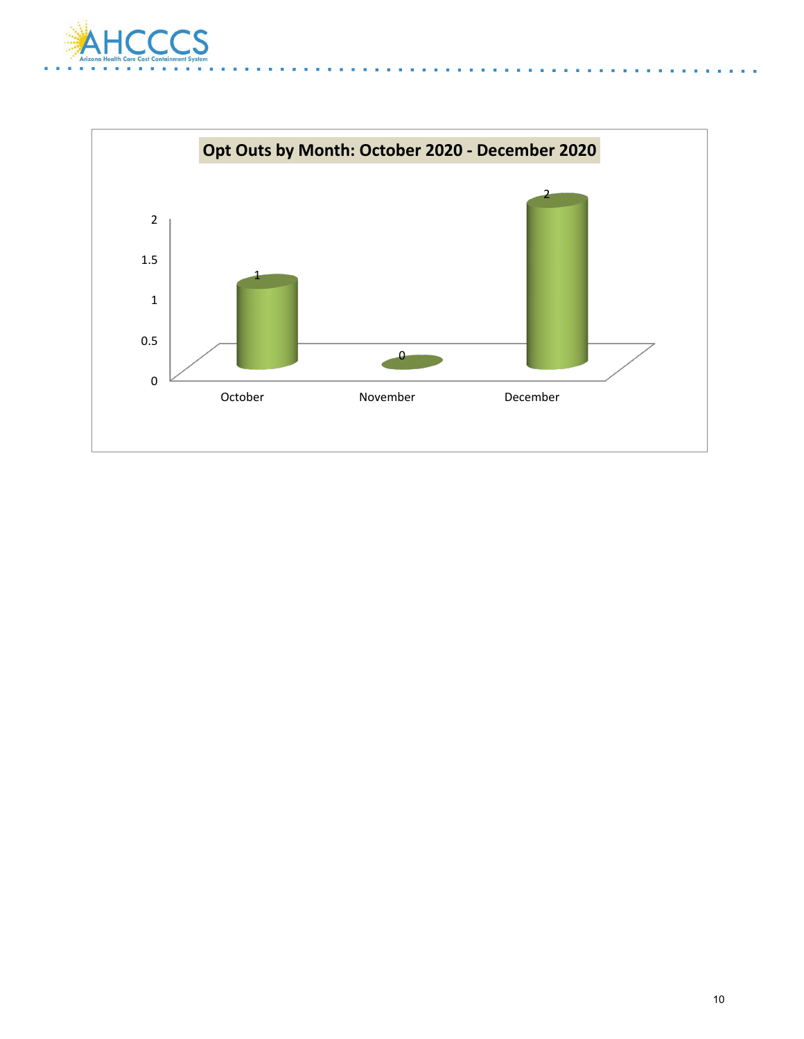**Opt Outs by Month: October 2020 - December 2020**

| Month | Opt Outs |
|---|---|
| October | 1 |
| November | 0 |
| December | 2 |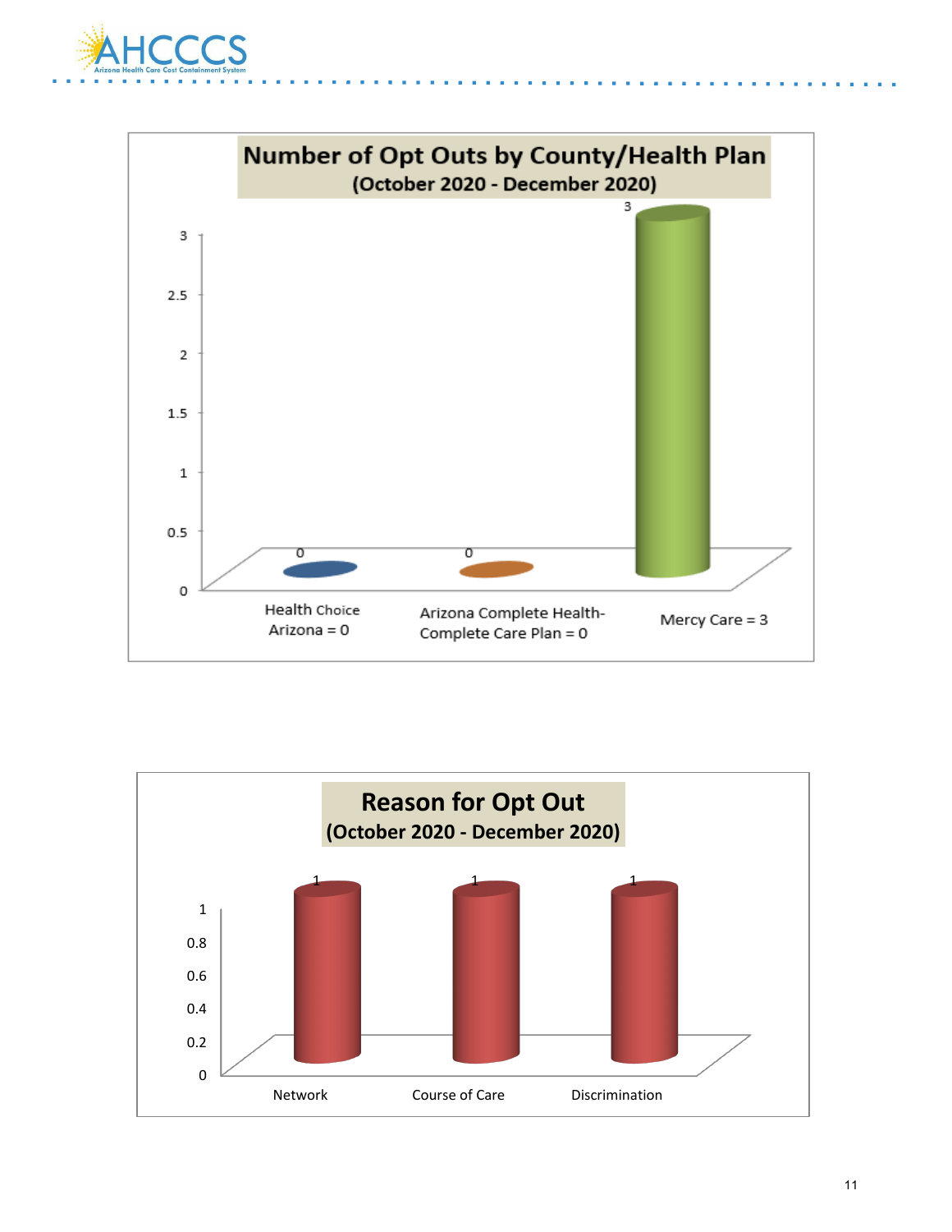**Number of Opt Outs by County/Health Plan**
**(October 2020 - December 2020)**

| Health Plan | Number of Opt Outs |
|---|---|
| Health Choice Arizona = 0 | 0 |
| Arizona Complete Health-Complete Care Plan = 0 | 0 |
| Mercy Care = 3 | 3 |

**Reason for Opt Out**
**(October 2020 - December 2020)**

| Reason | Count |
|---|---|
| Network | 1 |
| Course of Care | 1 |
| Discrimination | 1 |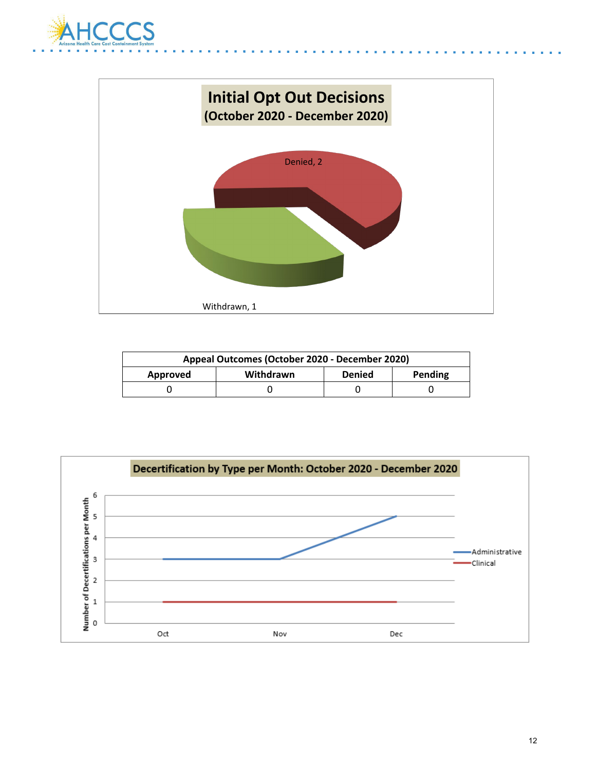**Initial Opt Out Decisions**
**(October 2020 - December 2020)**

Denied, 2

Withdrawn, 1

| Appeal Outcomes (October 2020 - December 2020) | | | |
|---|---|---|---|
| **Approved** | **Withdrawn** | **Denied** | **Pending** |
| 0 | 0 | 0 | 0 |

**Decertification by Type per Month: October 2020 - December 2020**

| Month | Administrative | Clinical |
|---|---|---|
| Oct | 3 | 1 |
| Nov | 3 | 1 |
| Dec | 5 | 1 |

Number of Decertifications per Month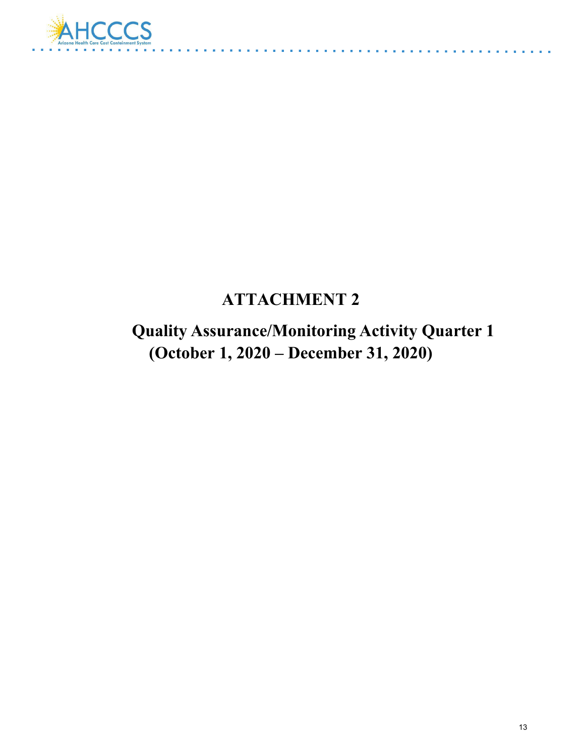# ATTACHMENT 2

## Quality Assurance/Monitoring Activity Quarter 1 (October 1, 2020 – December 31, 2020)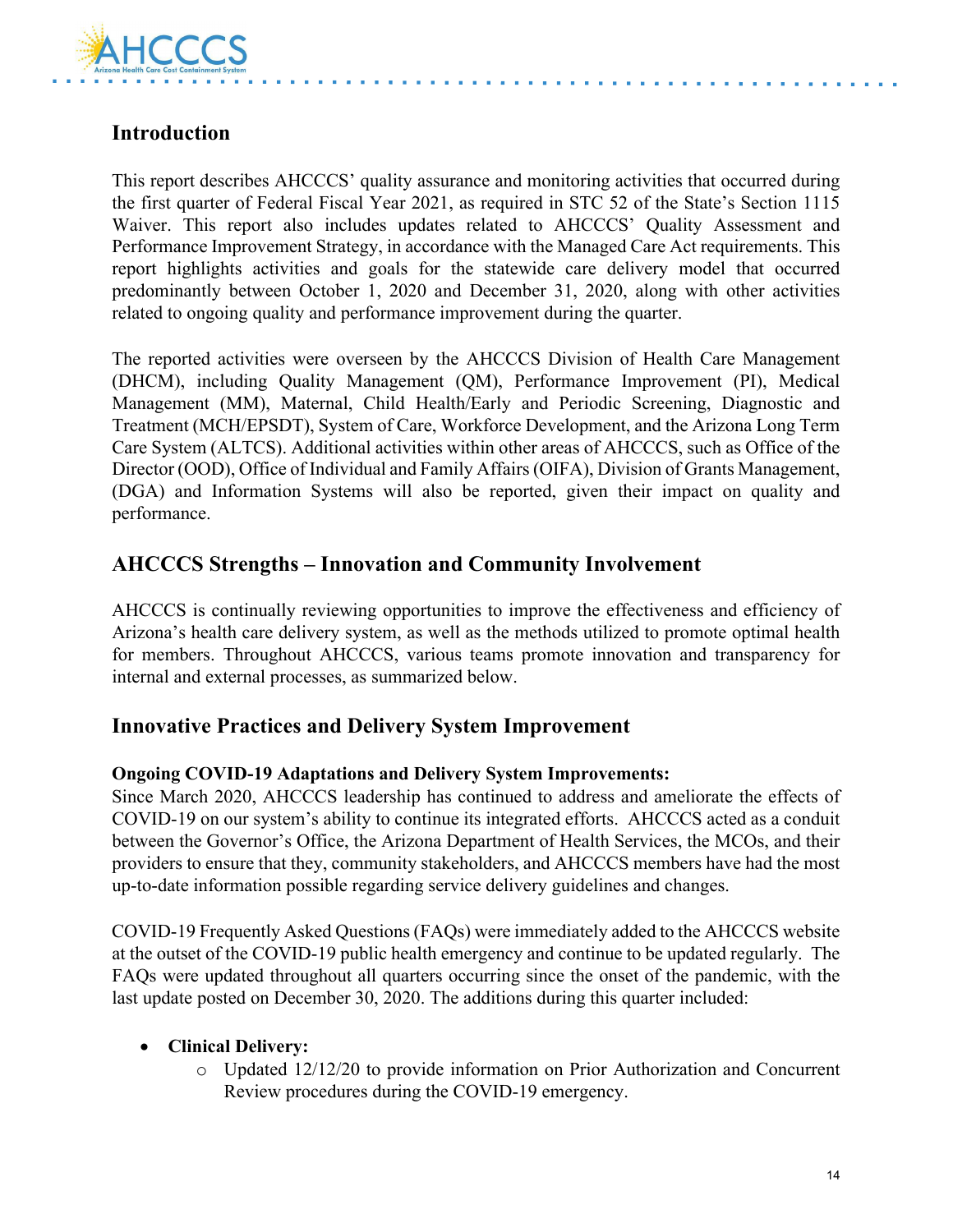## Introduction

This report describes AHCCCS' quality assurance and monitoring activities that occurred during the first quarter of Federal Fiscal Year 2021, as required in STC 52 of the State's Section 1115 Waiver. This report also includes updates related to AHCCCS' Quality Assessment and Performance Improvement Strategy, in accordance with the Managed Care Act requirements. This report highlights activities and goals for the statewide care delivery model that occurred predominantly between October 1, 2020 and December 31, 2020, along with other activities related to ongoing quality and performance improvement during the quarter.

The reported activities were overseen by the AHCCCS Division of Health Care Management (DHCM), including Quality Management (QM), Performance Improvement (PI), Medical Management (MM), Maternal, Child Health/Early and Periodic Screening, Diagnostic and Treatment (MCH/EPSDT), System of Care, Workforce Development, and the Arizona Long Term Care System (ALTCS). Additional activities within other areas of AHCCCS, such as Office of the Director (OOD), Office of Individual and Family Affairs (OIFA), Division of Grants Management, (DGA) and Information Systems will also be reported, given their impact on quality and performance.

## AHCCCS Strengths – Innovation and Community Involvement

AHCCCS is continually reviewing opportunities to improve the effectiveness and efficiency of Arizona's health care delivery system, as well as the methods utilized to promote optimal health for members. Throughout AHCCCS, various teams promote innovation and transparency for internal and external processes, as summarized below.

## Innovative Practices and Delivery System Improvement

**Ongoing COVID-19 Adaptations and Delivery System Improvements:**
Since March 2020, AHCCCS leadership has continued to address and ameliorate the effects of COVID-19 on our system's ability to continue its integrated efforts. AHCCCS acted as a conduit between the Governor's Office, the Arizona Department of Health Services, the MCOs, and their providers to ensure that they, community stakeholders, and AHCCCS members have had the most up-to-date information possible regarding service delivery guidelines and changes.

COVID-19 Frequently Asked Questions (FAQs) were immediately added to the AHCCCS website at the outset of the COVID-19 public health emergency and continue to be updated regularly. The FAQs were updated throughout all quarters occurring since the onset of the pandemic, with the last update posted on December 30, 2020. The additions during this quarter included:

- **Clinical Delivery:**
  - Updated 12/12/20 to provide information on Prior Authorization and Concurrent Review procedures during the COVID-19 emergency.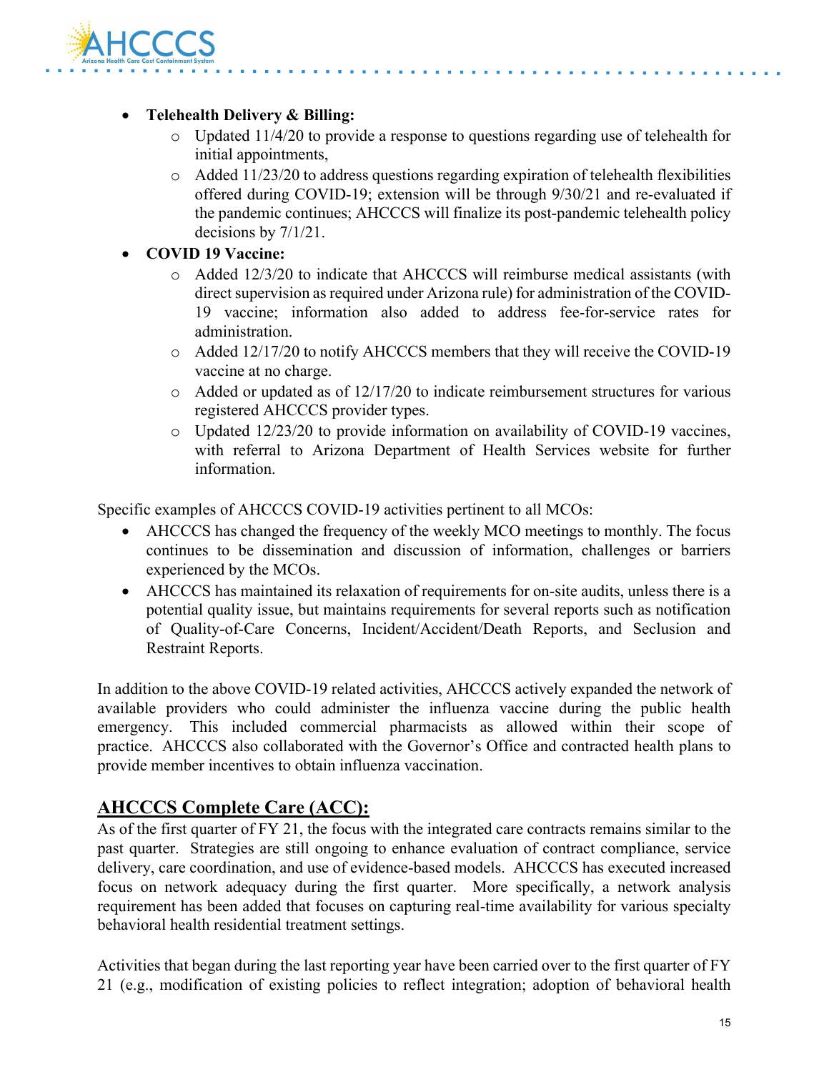- **Telehealth Delivery & Billing:**
  - Updated 11/4/20 to provide a response to questions regarding use of telehealth for initial appointments,
  - Added 11/23/20 to address questions regarding expiration of telehealth flexibilities offered during COVID-19; extension will be through 9/30/21 and re-evaluated if the pandemic continues; AHCCCS will finalize its post-pandemic telehealth policy decisions by 7/1/21.
- **COVID 19 Vaccine:**
  - Added 12/3/20 to indicate that AHCCCS will reimburse medical assistants (with direct supervision as required under Arizona rule) for administration of the COVID-19 vaccine; information also added to address fee-for-service rates for administration.
  - Added 12/17/20 to notify AHCCCS members that they will receive the COVID-19 vaccine at no charge.
  - Added or updated as of 12/17/20 to indicate reimbursement structures for various registered AHCCCS provider types.
  - Updated 12/23/20 to provide information on availability of COVID-19 vaccines, with referral to Arizona Department of Health Services website for further information.

Specific examples of AHCCCS COVID-19 activities pertinent to all MCOs:

- AHCCCS has changed the frequency of the weekly MCO meetings to monthly. The focus continues to be dissemination and discussion of information, challenges or barriers experienced by the MCOs.
- AHCCCS has maintained its relaxation of requirements for on-site audits, unless there is a potential quality issue, but maintains requirements for several reports such as notification of Quality-of-Care Concerns, Incident/Accident/Death Reports, and Seclusion and Restraint Reports.

In addition to the above COVID-19 related activities, AHCCCS actively expanded the network of available providers who could administer the influenza vaccine during the public health emergency. This included commercial pharmacists as allowed within their scope of practice. AHCCCS also collaborated with the Governor's Office and contracted health plans to provide member incentives to obtain influenza vaccination.

## AHCCCS Complete Care (ACC):

As of the first quarter of FY 21, the focus with the integrated care contracts remains similar to the past quarter. Strategies are still ongoing to enhance evaluation of contract compliance, service delivery, care coordination, and use of evidence-based models. AHCCCS has executed increased focus on network adequacy during the first quarter. More specifically, a network analysis requirement has been added that focuses on capturing real-time availability for various specialty behavioral health residential treatment settings.

Activities that began during the last reporting year have been carried over to the first quarter of FY 21 (e.g., modification of existing policies to reflect integration; adoption of behavioral health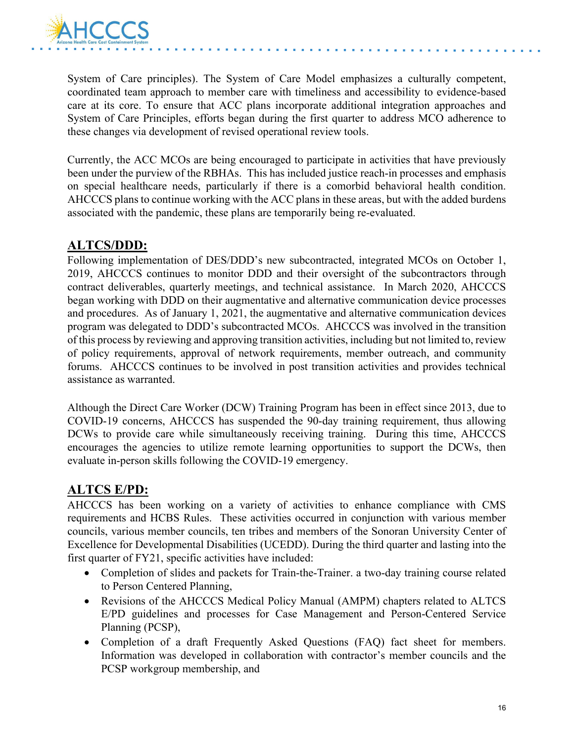System of Care principles). The System of Care Model emphasizes a culturally competent, coordinated team approach to member care with timeliness and accessibility to evidence-based care at its core. To ensure that ACC plans incorporate additional integration approaches and System of Care Principles, efforts began during the first quarter to address MCO adherence to these changes via development of revised operational review tools.

Currently, the ACC MCOs are being encouraged to participate in activities that have previously been under the purview of the RBHAs. This has included justice reach-in processes and emphasis on special healthcare needs, particularly if there is a comorbid behavioral health condition. AHCCCS plans to continue working with the ACC plans in these areas, but with the added burdens associated with the pandemic, these plans are temporarily being re-evaluated.

## ALTCS/DDD:

Following implementation of DES/DDD's new subcontracted, integrated MCOs on October 1, 2019, AHCCCS continues to monitor DDD and their oversight of the subcontractors through contract deliverables, quarterly meetings, and technical assistance. In March 2020, AHCCCS began working with DDD on their augmentative and alternative communication device processes and procedures. As of January 1, 2021, the augmentative and alternative communication devices program was delegated to DDD's subcontracted MCOs. AHCCCS was involved in the transition of this process by reviewing and approving transition activities, including but not limited to, review of policy requirements, approval of network requirements, member outreach, and community forums. AHCCCS continues to be involved in post transition activities and provides technical assistance as warranted.

Although the Direct Care Worker (DCW) Training Program has been in effect since 2013, due to COVID-19 concerns, AHCCCS has suspended the 90-day training requirement, thus allowing DCWs to provide care while simultaneously receiving training. During this time, AHCCCS encourages the agencies to utilize remote learning opportunities to support the DCWs, then evaluate in-person skills following the COVID-19 emergency.

## ALTCS E/PD:

AHCCCS has been working on a variety of activities to enhance compliance with CMS requirements and HCBS Rules. These activities occurred in conjunction with various member councils, various member councils, ten tribes and members of the Sonoran University Center of Excellence for Developmental Disabilities (UCEDD). During the third quarter and lasting into the first quarter of FY21, specific activities have included:

- Completion of slides and packets for Train-the-Trainer. a two-day training course related to Person Centered Planning,
- Revisions of the AHCCCS Medical Policy Manual (AMPM) chapters related to ALTCS E/PD guidelines and processes for Case Management and Person-Centered Service Planning (PCSP),
- Completion of a draft Frequently Asked Questions (FAQ) fact sheet for members. Information was developed in collaboration with contractor's member councils and the PCSP workgroup membership, and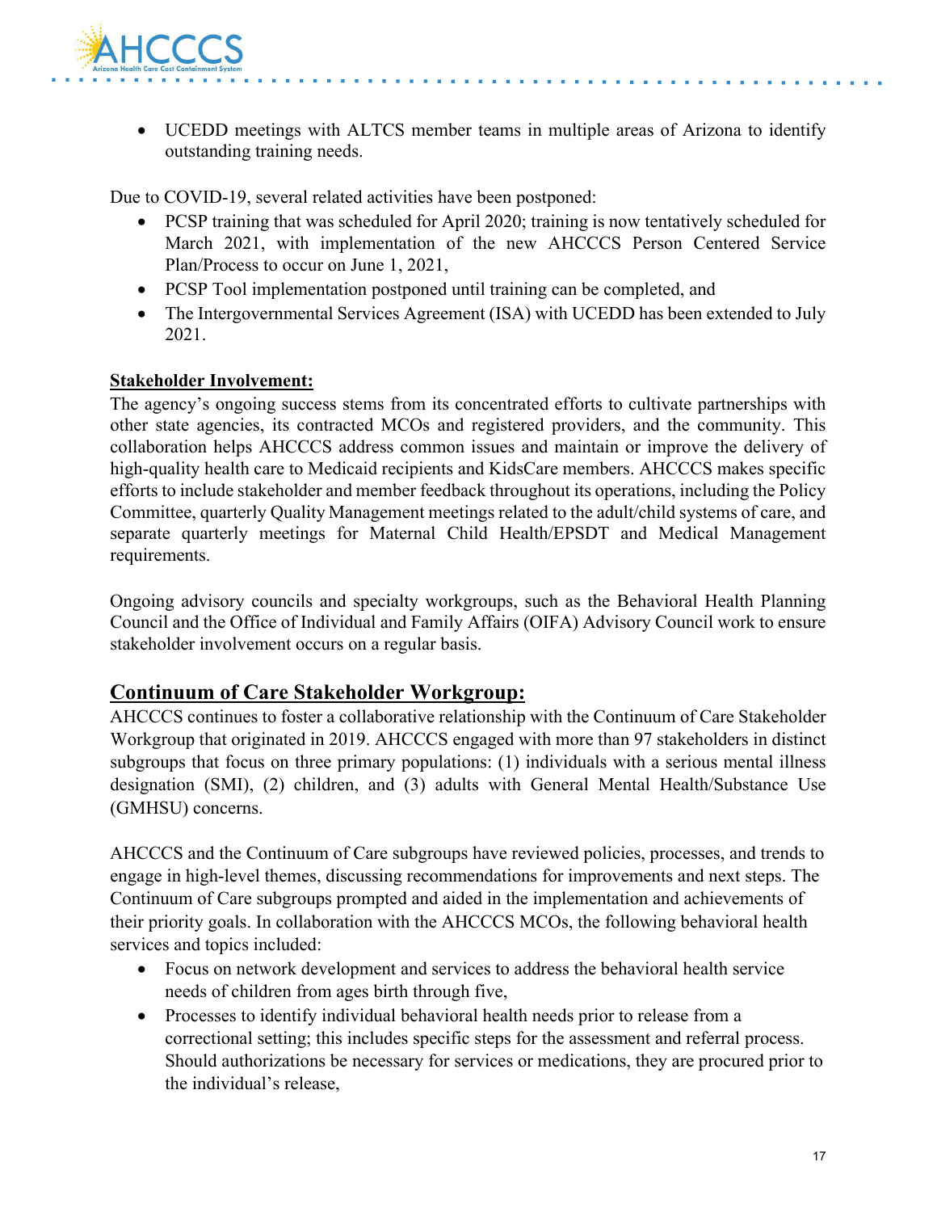- UCEDD meetings with ALTCS member teams in multiple areas of Arizona to identify outstanding training needs.

Due to COVID-19, several related activities have been postponed:

- PCSP training that was scheduled for April 2020; training is now tentatively scheduled for March 2021, with implementation of the new AHCCCS Person Centered Service Plan/Process to occur on June 1, 2021,
- PCSP Tool implementation postponed until training can be completed, and
- The Intergovernmental Services Agreement (ISA) with UCEDD has been extended to July 2021.

**Stakeholder Involvement:**

The agency's ongoing success stems from its concentrated efforts to cultivate partnerships with other state agencies, its contracted MCOs and registered providers, and the community. This collaboration helps AHCCCS address common issues and maintain or improve the delivery of high-quality health care to Medicaid recipients and KidsCare members. AHCCCS makes specific efforts to include stakeholder and member feedback throughout its operations, including the Policy Committee, quarterly Quality Management meetings related to the adult/child systems of care, and separate quarterly meetings for Maternal Child Health/EPSDT and Medical Management requirements.

Ongoing advisory councils and specialty workgroups, such as the Behavioral Health Planning Council and the Office of Individual and Family Affairs (OIFA) Advisory Council work to ensure stakeholder involvement occurs on a regular basis.

## Continuum of Care Stakeholder Workgroup:

AHCCCS continues to foster a collaborative relationship with the Continuum of Care Stakeholder Workgroup that originated in 2019. AHCCCS engaged with more than 97 stakeholders in distinct subgroups that focus on three primary populations: (1) individuals with a serious mental illness designation (SMI), (2) children, and (3) adults with General Mental Health/Substance Use (GMHSU) concerns.

AHCCCS and the Continuum of Care subgroups have reviewed policies, processes, and trends to engage in high-level themes, discussing recommendations for improvements and next steps. The Continuum of Care subgroups prompted and aided in the implementation and achievements of their priority goals. In collaboration with the AHCCCS MCOs, the following behavioral health services and topics included:

- Focus on network development and services to address the behavioral health service needs of children from ages birth through five,
- Processes to identify individual behavioral health needs prior to release from a correctional setting; this includes specific steps for the assessment and referral process. Should authorizations be necessary for services or medications, they are procured prior to the individual's release,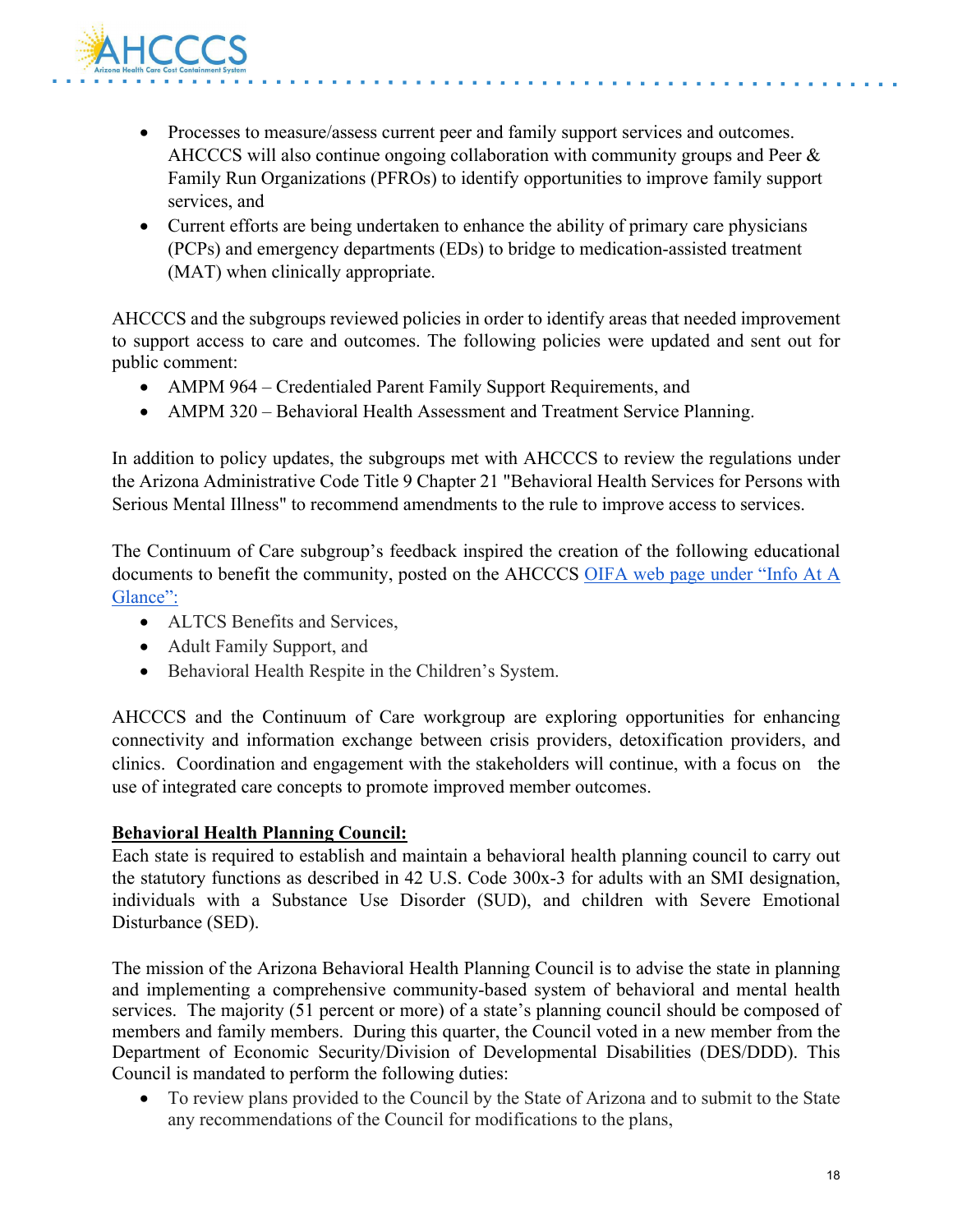- Processes to measure/assess current peer and family support services and outcomes. AHCCCS will also continue ongoing collaboration with community groups and Peer & Family Run Organizations (PFROs) to identify opportunities to improve family support services, and
- Current efforts are being undertaken to enhance the ability of primary care physicians (PCPs) and emergency departments (EDs) to bridge to medication-assisted treatment (MAT) when clinically appropriate.

AHCCCS and the subgroups reviewed policies in order to identify areas that needed improvement to support access to care and outcomes. The following policies were updated and sent out for public comment:

- AMPM 964 – Credentialed Parent Family Support Requirements, and
- AMPM 320 – Behavioral Health Assessment and Treatment Service Planning.

In addition to policy updates, the subgroups met with AHCCCS to review the regulations under the Arizona Administrative Code Title 9 Chapter 21 "Behavioral Health Services for Persons with Serious Mental Illness" to recommend amendments to the rule to improve access to services.

The Continuum of Care subgroup's feedback inspired the creation of the following educational documents to benefit the community, posted on the AHCCCS [OIFA web page under "Info At A Glance":]()

- ALTCS Benefits and Services,
- Adult Family Support, and
- Behavioral Health Respite in the Children's System.

AHCCCS and the Continuum of Care workgroup are exploring opportunities for enhancing connectivity and information exchange between crisis providers, detoxification providers, and clinics. Coordination and engagement with the stakeholders will continue, with a focus on the use of integrated care concepts to promote improved member outcomes.

**Behavioral Health Planning Council:**

Each state is required to establish and maintain a behavioral health planning council to carry out the statutory functions as described in 42 U.S. Code 300x-3 for adults with an SMI designation, individuals with a Substance Use Disorder (SUD), and children with Severe Emotional Disturbance (SED).

The mission of the Arizona Behavioral Health Planning Council is to advise the state in planning and implementing a comprehensive community-based system of behavioral and mental health services. The majority (51 percent or more) of a state's planning council should be composed of members and family members. During this quarter, the Council voted in a new member from the Department of Economic Security/Division of Developmental Disabilities (DES/DDD). This Council is mandated to perform the following duties:

- To review plans provided to the Council by the State of Arizona and to submit to the State any recommendations of the Council for modifications to the plans,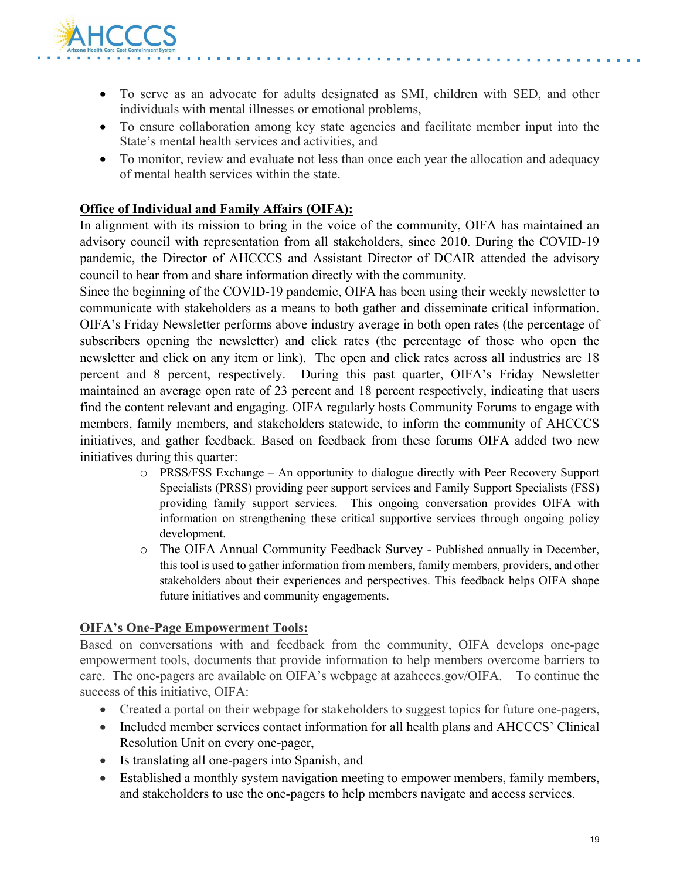- To serve as an advocate for adults designated as SMI, children with SED, and other individuals with mental illnesses or emotional problems,
- To ensure collaboration among key state agencies and facilitate member input into the State's mental health services and activities, and
- To monitor, review and evaluate not less than once each year the allocation and adequacy of mental health services within the state.

**Office of Individual and Family Affairs (OIFA):**

In alignment with its mission to bring in the voice of the community, OIFA has maintained an advisory council with representation from all stakeholders, since 2010. During the COVID-19 pandemic, the Director of AHCCCS and Assistant Director of DCAIR attended the advisory council to hear from and share information directly with the community.

Since the beginning of the COVID-19 pandemic, OIFA has been using their weekly newsletter to communicate with stakeholders as a means to both gather and disseminate critical information. OIFA's Friday Newsletter performs above industry average in both open rates (the percentage of subscribers opening the newsletter) and click rates (the percentage of those who open the newsletter and click on any item or link). The open and click rates across all industries are 18 percent and 8 percent, respectively. During this past quarter, OIFA's Friday Newsletter maintained an average open rate of 23 percent and 18 percent respectively, indicating that users find the content relevant and engaging. OIFA regularly hosts Community Forums to engage with members, family members, and stakeholders statewide, to inform the community of AHCCCS initiatives, and gather feedback. Based on feedback from these forums OIFA added two new initiatives during this quarter:

- PRSS/FSS Exchange – An opportunity to dialogue directly with Peer Recovery Support Specialists (PRSS) providing peer support services and Family Support Specialists (FSS) providing family support services. This ongoing conversation provides OIFA with information on strengthening these critical supportive services through ongoing policy development.
- The OIFA Annual Community Feedback Survey - Published annually in December, this tool is used to gather information from members, family members, providers, and other stakeholders about their experiences and perspectives. This feedback helps OIFA shape future initiatives and community engagements.

**OIFA's One-Page Empowerment Tools:**

Based on conversations with and feedback from the community, OIFA develops one-page empowerment tools, documents that provide information to help members overcome barriers to care. The one-pagers are available on OIFA's webpage at azahcccs.gov/OIFA. To continue the success of this initiative, OIFA:

- Created a portal on their webpage for stakeholders to suggest topics for future one-pagers,
- Included member services contact information for all health plans and AHCCCS' Clinical Resolution Unit on every one-pager,
- Is translating all one-pagers into Spanish, and
- Established a monthly system navigation meeting to empower members, family members, and stakeholders to use the one-pagers to help members navigate and access services.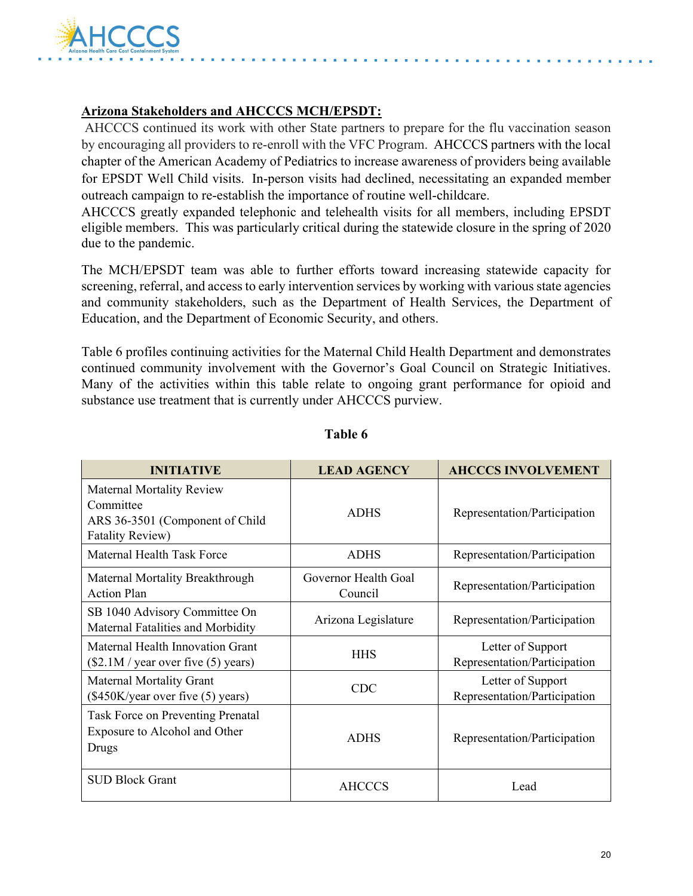**Arizona Stakeholders and AHCCCS MCH/EPSDT:**

AHCCCS continued its work with other State partners to prepare for the flu vaccination season by encouraging all providers to re-enroll with the VFC Program. AHCCCS partners with the local chapter of the American Academy of Pediatrics to increase awareness of providers being available for EPSDT Well Child visits. In-person visits had declined, necessitating an expanded member outreach campaign to re-establish the importance of routine well-childcare.
AHCCCS greatly expanded telephonic and telehealth visits for all members, including EPSDT eligible members. This was particularly critical during the statewide closure in the spring of 2020 due to the pandemic.

The MCH/EPSDT team was able to further efforts toward increasing statewide capacity for screening, referral, and access to early intervention services by working with various state agencies and community stakeholders, such as the Department of Health Services, the Department of Education, and the Department of Economic Security, and others.

Table 6 profiles continuing activities for the Maternal Child Health Department and demonstrates continued community involvement with the Governor's Goal Council on Strategic Initiatives. Many of the activities within this table relate to ongoing grant performance for opioid and substance use treatment that is currently under AHCCCS purview.

**Table 6**

| INITIATIVE | LEAD AGENCY | AHCCCS INVOLVEMENT |
|---|---|---|
| Maternal Mortality Review Committee ARS 36-3501 (Component of Child Fatality Review) | ADHS | Representation/Participation |
| Maternal Health Task Force | ADHS | Representation/Participation |
| Maternal Mortality Breakthrough Action Plan | Governor Health Goal Council | Representation/Participation |
| SB 1040 Advisory Committee On Maternal Fatalities and Morbidity | Arizona Legislature | Representation/Participation |
| Maternal Health Innovation Grant ($2.1M / year over five (5) years) | HHS | Letter of Support Representation/Participation |
| Maternal Mortality Grant ($450K/year over five (5) years) | CDC | Letter of Support Representation/Participation |
| Task Force on Preventing Prenatal Exposure to Alcohol and Other Drugs | ADHS | Representation/Participation |
| SUD Block Grant | AHCCCS | Lead |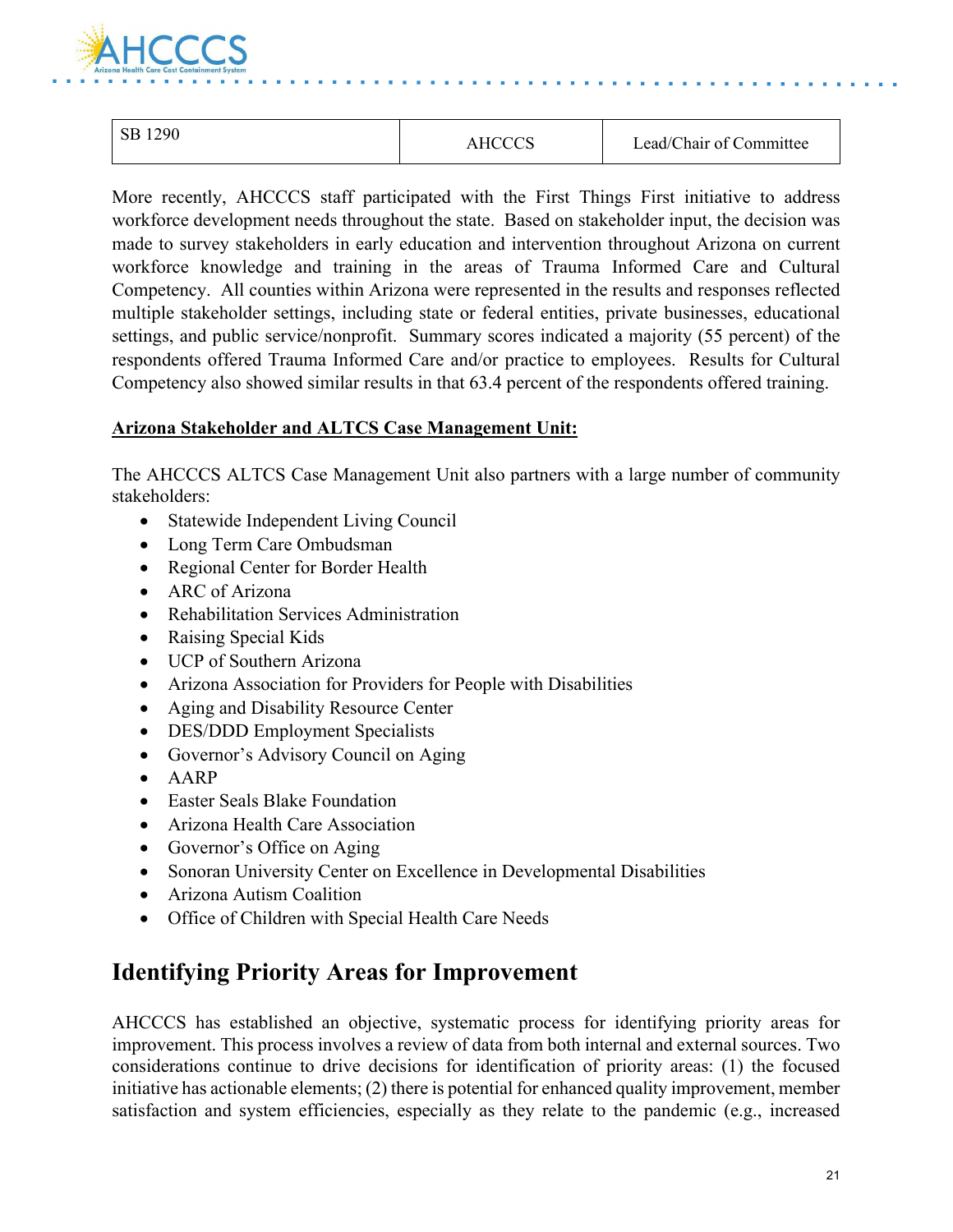| SB 1290 | AHCCCS | Lead/Chair of Committee |
|---|---|---|

More recently, AHCCCS staff participated with the First Things First initiative to address workforce development needs throughout the state. Based on stakeholder input, the decision was made to survey stakeholders in early education and intervention throughout Arizona on current workforce knowledge and training in the areas of Trauma Informed Care and Cultural Competency. All counties within Arizona were represented in the results and responses reflected multiple stakeholder settings, including state or federal entities, private businesses, educational settings, and public service/nonprofit. Summary scores indicated a majority (55 percent) of the respondents offered Trauma Informed Care and/or practice to employees. Results for Cultural Competency also showed similar results in that 63.4 percent of the respondents offered training.

**Arizona Stakeholder and ALTCS Case Management Unit:**

The AHCCCS ALTCS Case Management Unit also partners with a large number of community stakeholders:

- Statewide Independent Living Council
- Long Term Care Ombudsman
- Regional Center for Border Health
- ARC of Arizona
- Rehabilitation Services Administration
- Raising Special Kids
- UCP of Southern Arizona
- Arizona Association for Providers for People with Disabilities
- Aging and Disability Resource Center
- DES/DDD Employment Specialists
- Governor's Advisory Council on Aging
- AARP
- Easter Seals Blake Foundation
- Arizona Health Care Association
- Governor's Office on Aging
- Sonoran University Center on Excellence in Developmental Disabilities
- Arizona Autism Coalition
- Office of Children with Special Health Care Needs

## Identifying Priority Areas for Improvement

AHCCCS has established an objective, systematic process for identifying priority areas for improvement. This process involves a review of data from both internal and external sources. Two considerations continue to drive decisions for identification of priority areas: (1) the focused initiative has actionable elements; (2) there is potential for enhanced quality improvement, member satisfaction and system efficiencies, especially as they relate to the pandemic (e.g., increased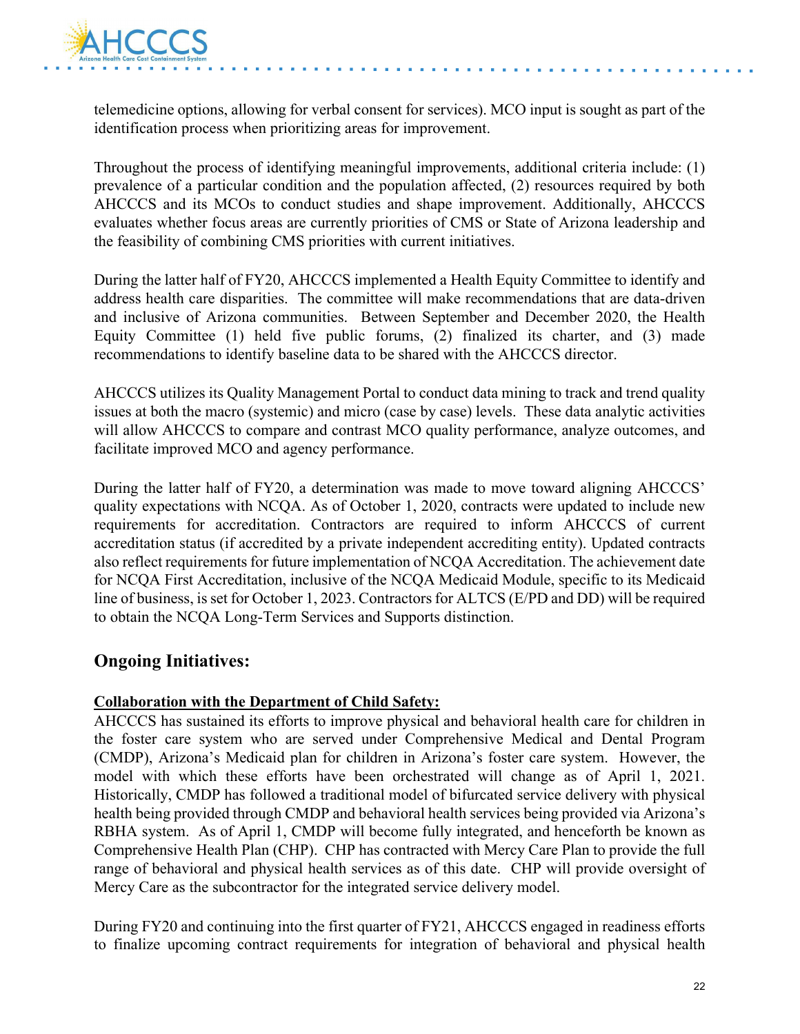telemedicine options, allowing for verbal consent for services). MCO input is sought as part of the identification process when prioritizing areas for improvement.

Throughout the process of identifying meaningful improvements, additional criteria include: (1) prevalence of a particular condition and the population affected, (2) resources required by both AHCCCS and its MCOs to conduct studies and shape improvement. Additionally, AHCCCS evaluates whether focus areas are currently priorities of CMS or State of Arizona leadership and the feasibility of combining CMS priorities with current initiatives.

During the latter half of FY20, AHCCCS implemented a Health Equity Committee to identify and address health care disparities. The committee will make recommendations that are data-driven and inclusive of Arizona communities. Between September and December 2020, the Health Equity Committee (1) held five public forums, (2) finalized its charter, and (3) made recommendations to identify baseline data to be shared with the AHCCCS director.

AHCCCS utilizes its Quality Management Portal to conduct data mining to track and trend quality issues at both the macro (systemic) and micro (case by case) levels. These data analytic activities will allow AHCCCS to compare and contrast MCO quality performance, analyze outcomes, and facilitate improved MCO and agency performance.

During the latter half of FY20, a determination was made to move toward aligning AHCCCS' quality expectations with NCQA. As of October 1, 2020, contracts were updated to include new requirements for accreditation. Contractors are required to inform AHCCCS of current accreditation status (if accredited by a private independent accrediting entity). Updated contracts also reflect requirements for future implementation of NCQA Accreditation. The achievement date for NCQA First Accreditation, inclusive of the NCQA Medicaid Module, specific to its Medicaid line of business, is set for October 1, 2023. Contractors for ALTCS (E/PD and DD) will be required to obtain the NCQA Long-Term Services and Supports distinction.

## Ongoing Initiatives:

**Collaboration with the Department of Child Safety:**

AHCCCS has sustained its efforts to improve physical and behavioral health care for children in the foster care system who are served under Comprehensive Medical and Dental Program (CMDP), Arizona's Medicaid plan for children in Arizona's foster care system. However, the model with which these efforts have been orchestrated will change as of April 1, 2021. Historically, CMDP has followed a traditional model of bifurcated service delivery with physical health being provided through CMDP and behavioral health services being provided via Arizona's RBHA system. As of April 1, CMDP will become fully integrated, and henceforth be known as Comprehensive Health Plan (CHP). CHP has contracted with Mercy Care Plan to provide the full range of behavioral and physical health services as of this date. CHP will provide oversight of Mercy Care as the subcontractor for the integrated service delivery model.

During FY20 and continuing into the first quarter of FY21, AHCCCS engaged in readiness efforts to finalize upcoming contract requirements for integration of behavioral and physical health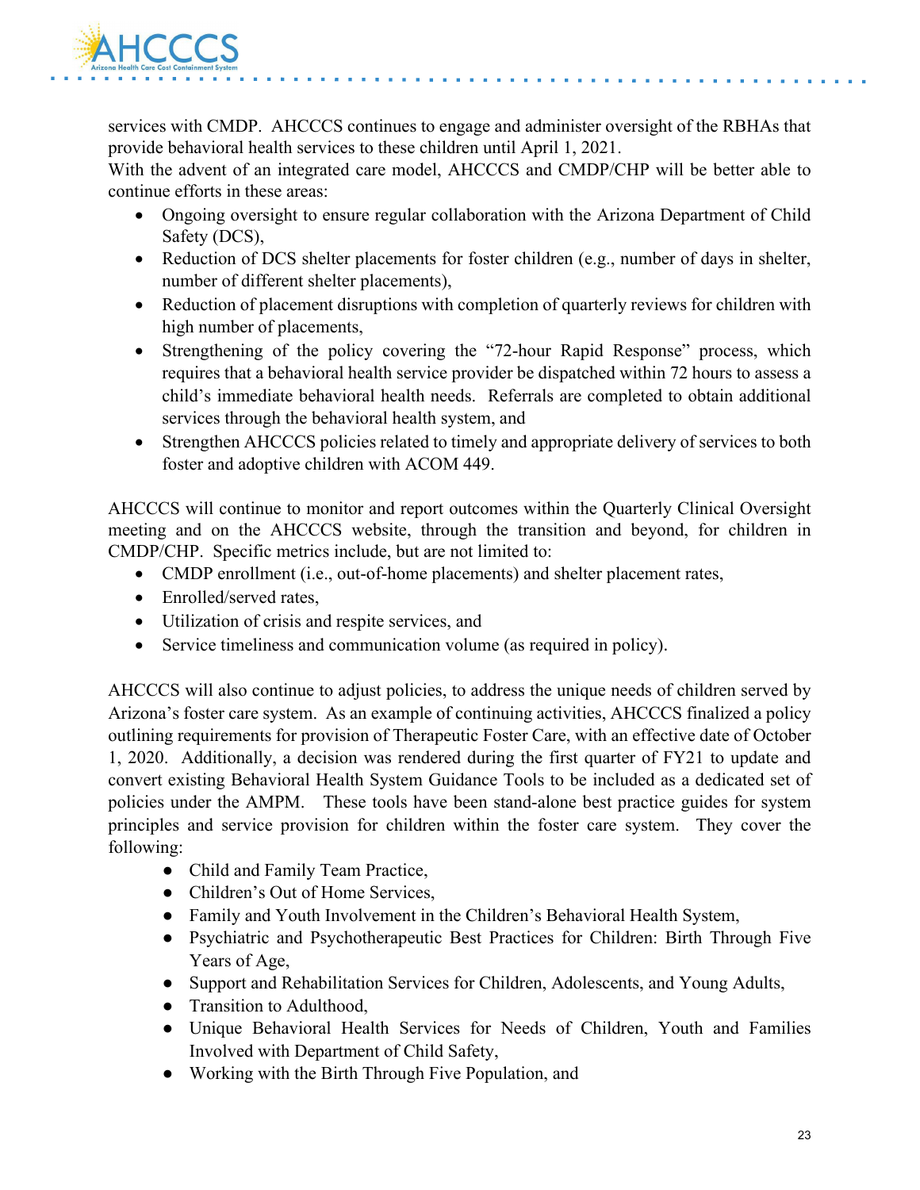services with CMDP. AHCCCS continues to engage and administer oversight of the RBHAs that provide behavioral health services to these children until April 1, 2021.
With the advent of an integrated care model, AHCCCS and CMDP/CHP will be better able to continue efforts in these areas:

- Ongoing oversight to ensure regular collaboration with the Arizona Department of Child Safety (DCS),
- Reduction of DCS shelter placements for foster children (e.g., number of days in shelter, number of different shelter placements),
- Reduction of placement disruptions with completion of quarterly reviews for children with high number of placements,
- Strengthening of the policy covering the "72-hour Rapid Response" process, which requires that a behavioral health service provider be dispatched within 72 hours to assess a child's immediate behavioral health needs. Referrals are completed to obtain additional services through the behavioral health system, and
- Strengthen AHCCCS policies related to timely and appropriate delivery of services to both foster and adoptive children with ACOM 449.

AHCCCS will continue to monitor and report outcomes within the Quarterly Clinical Oversight meeting and on the AHCCCS website, through the transition and beyond, for children in CMDP/CHP. Specific metrics include, but are not limited to:

- CMDP enrollment (i.e., out-of-home placements) and shelter placement rates,
- Enrolled/served rates,
- Utilization of crisis and respite services, and
- Service timeliness and communication volume (as required in policy).

AHCCCS will also continue to adjust policies, to address the unique needs of children served by Arizona's foster care system. As an example of continuing activities, AHCCCS finalized a policy outlining requirements for provision of Therapeutic Foster Care, with an effective date of October 1, 2020. Additionally, a decision was rendered during the first quarter of FY21 to update and convert existing Behavioral Health System Guidance Tools to be included as a dedicated set of policies under the AMPM. These tools have been stand-alone best practice guides for system principles and service provision for children within the foster care system. They cover the following:

- Child and Family Team Practice,
- Children's Out of Home Services,
- Family and Youth Involvement in the Children's Behavioral Health System,
- Psychiatric and Psychotherapeutic Best Practices for Children: Birth Through Five Years of Age,
- Support and Rehabilitation Services for Children, Adolescents, and Young Adults,
- Transition to Adulthood,
- Unique Behavioral Health Services for Needs of Children, Youth and Families Involved with Department of Child Safety,
- Working with the Birth Through Five Population, and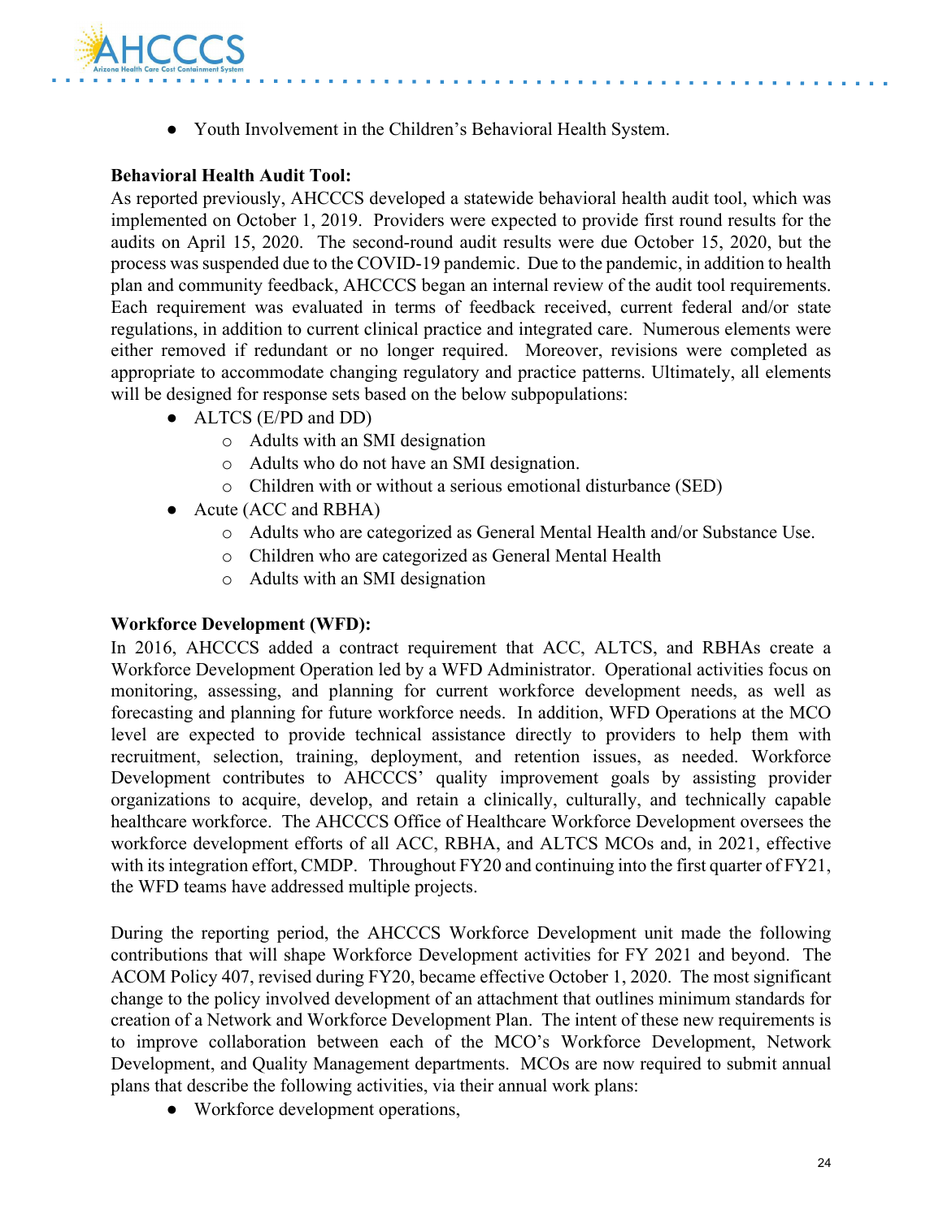- Youth Involvement in the Children's Behavioral Health System.

**Behavioral Health Audit Tool:**

As reported previously, AHCCCS developed a statewide behavioral health audit tool, which was implemented on October 1, 2019. Providers were expected to provide first round results for the audits on April 15, 2020. The second-round audit results were due October 15, 2020, but the process was suspended due to the COVID-19 pandemic. Due to the pandemic, in addition to health plan and community feedback, AHCCCS began an internal review of the audit tool requirements. Each requirement was evaluated in terms of feedback received, current federal and/or state regulations, in addition to current clinical practice and integrated care. Numerous elements were either removed if redundant or no longer required. Moreover, revisions were completed as appropriate to accommodate changing regulatory and practice patterns. Ultimately, all elements will be designed for response sets based on the below subpopulations:

- ALTCS (E/PD and DD)
  - Adults with an SMI designation
  - Adults who do not have an SMI designation.
  - Children with or without a serious emotional disturbance (SED)
- Acute (ACC and RBHA)
  - Adults who are categorized as General Mental Health and/or Substance Use.
  - Children who are categorized as General Mental Health
  - Adults with an SMI designation

**Workforce Development (WFD):**

In 2016, AHCCCS added a contract requirement that ACC, ALTCS, and RBHAs create a Workforce Development Operation led by a WFD Administrator. Operational activities focus on monitoring, assessing, and planning for current workforce development needs, as well as forecasting and planning for future workforce needs. In addition, WFD Operations at the MCO level are expected to provide technical assistance directly to providers to help them with recruitment, selection, training, deployment, and retention issues, as needed. Workforce Development contributes to AHCCCS' quality improvement goals by assisting provider organizations to acquire, develop, and retain a clinically, culturally, and technically capable healthcare workforce. The AHCCCS Office of Healthcare Workforce Development oversees the workforce development efforts of all ACC, RBHA, and ALTCS MCOs and, in 2021, effective with its integration effort, CMDP. Throughout FY20 and continuing into the first quarter of FY21, the WFD teams have addressed multiple projects.

During the reporting period, the AHCCCS Workforce Development unit made the following contributions that will shape Workforce Development activities for FY 2021 and beyond. The ACOM Policy 407, revised during FY20, became effective October 1, 2020. The most significant change to the policy involved development of an attachment that outlines minimum standards for creation of a Network and Workforce Development Plan. The intent of these new requirements is to improve collaboration between each of the MCO's Workforce Development, Network Development, and Quality Management departments. MCOs are now required to submit annual plans that describe the following activities, via their annual work plans:

- Workforce development operations,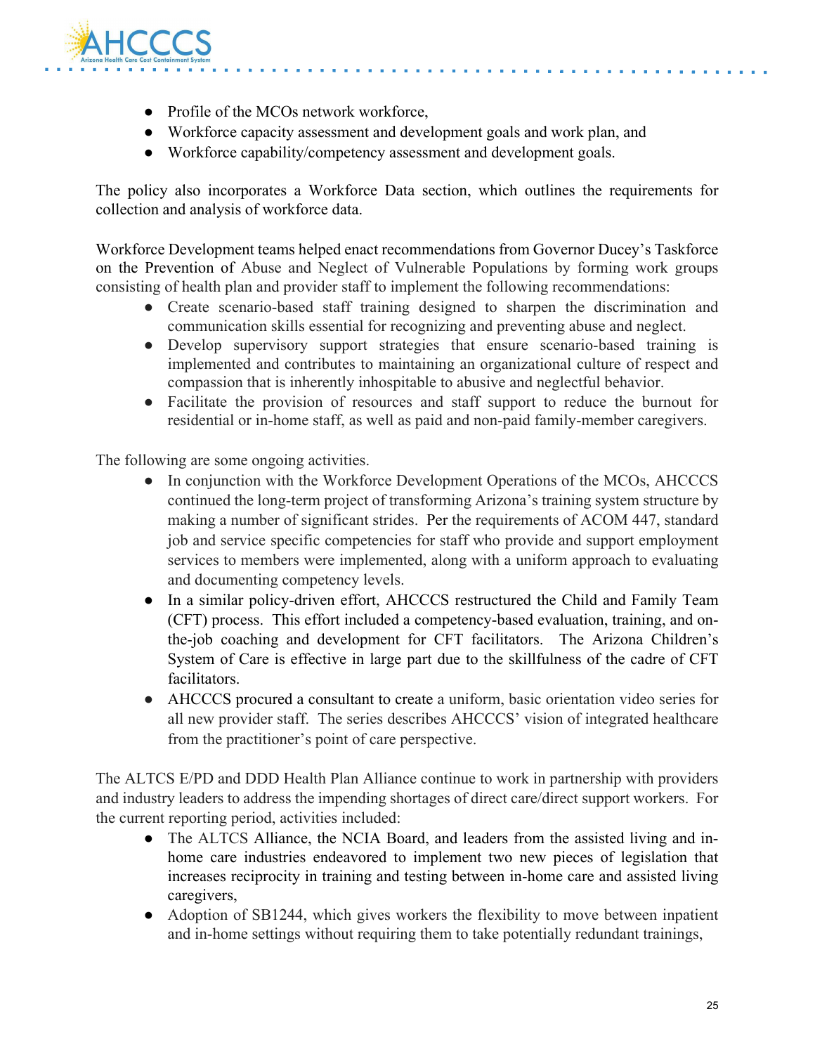- Profile of the MCOs network workforce,
- Workforce capacity assessment and development goals and work plan, and
- Workforce capability/competency assessment and development goals.

The policy also incorporates a Workforce Data section, which outlines the requirements for collection and analysis of workforce data.

Workforce Development teams helped enact recommendations from Governor Ducey's Taskforce on the Prevention of Abuse and Neglect of Vulnerable Populations by forming work groups consisting of health plan and provider staff to implement the following recommendations:

- Create scenario-based staff training designed to sharpen the discrimination and communication skills essential for recognizing and preventing abuse and neglect.
- Develop supervisory support strategies that ensure scenario-based training is implemented and contributes to maintaining an organizational culture of respect and compassion that is inherently inhospitable to abusive and neglectful behavior.
- Facilitate the provision of resources and staff support to reduce the burnout for residential or in-home staff, as well as paid and non-paid family-member caregivers.

The following are some ongoing activities.

- In conjunction with the Workforce Development Operations of the MCOs, AHCCCS continued the long-term project of transforming Arizona's training system structure by making a number of significant strides. Per the requirements of ACOM 447, standard job and service specific competencies for staff who provide and support employment services to members were implemented, along with a uniform approach to evaluating and documenting competency levels.
- In a similar policy-driven effort, AHCCCS restructured the Child and Family Team (CFT) process. This effort included a competency-based evaluation, training, and on-the-job coaching and development for CFT facilitators. The Arizona Children's System of Care is effective in large part due to the skillfulness of the cadre of CFT facilitators.
- AHCCCS procured a consultant to create a uniform, basic orientation video series for all new provider staff. The series describes AHCCCS' vision of integrated healthcare from the practitioner's point of care perspective.

The ALTCS E/PD and DDD Health Plan Alliance continue to work in partnership with providers and industry leaders to address the impending shortages of direct care/direct support workers. For the current reporting period, activities included:

- The ALTCS Alliance, the NCIA Board, and leaders from the assisted living and in-home care industries endeavored to implement two new pieces of legislation that increases reciprocity in training and testing between in-home care and assisted living caregivers,
- Adoption of SB1244, which gives workers the flexibility to move between inpatient and in-home settings without requiring them to take potentially redundant trainings,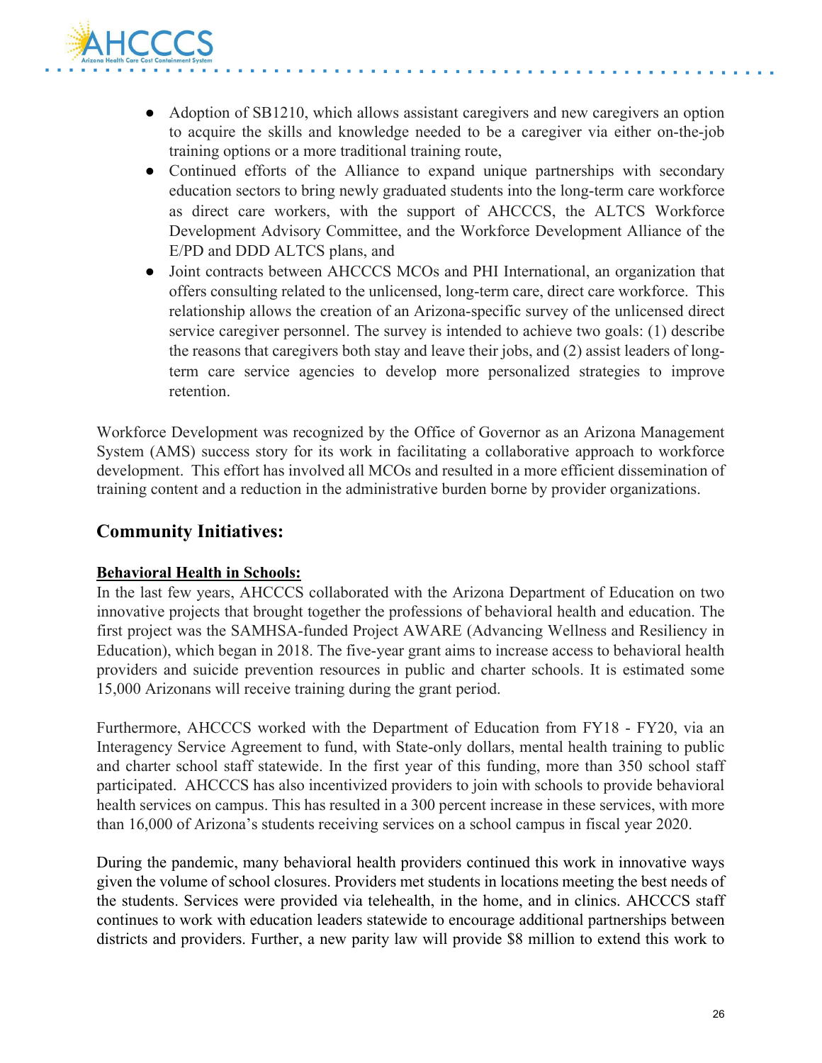- Adoption of SB1210, which allows assistant caregivers and new caregivers an option to acquire the skills and knowledge needed to be a caregiver via either on-the-job training options or a more traditional training route,
- Continued efforts of the Alliance to expand unique partnerships with secondary education sectors to bring newly graduated students into the long-term care workforce as direct care workers, with the support of AHCCCS, the ALTCS Workforce Development Advisory Committee, and the Workforce Development Alliance of the E/PD and DDD ALTCS plans, and
- Joint contracts between AHCCCS MCOs and PHI International, an organization that offers consulting related to the unlicensed, long-term care, direct care workforce. This relationship allows the creation of an Arizona-specific survey of the unlicensed direct service caregiver personnel. The survey is intended to achieve two goals: (1) describe the reasons that caregivers both stay and leave their jobs, and (2) assist leaders of long-term care service agencies to develop more personalized strategies to improve retention.

Workforce Development was recognized by the Office of Governor as an Arizona Management System (AMS) success story for its work in facilitating a collaborative approach to workforce development. This effort has involved all MCOs and resulted in a more efficient dissemination of training content and a reduction in the administrative burden borne by provider organizations.

## Community Initiatives:

**Behavioral Health in Schools:**

In the last few years, AHCCCS collaborated with the Arizona Department of Education on two innovative projects that brought together the professions of behavioral health and education. The first project was the SAMHSA-funded Project AWARE (Advancing Wellness and Resiliency in Education), which began in 2018. The five-year grant aims to increase access to behavioral health providers and suicide prevention resources in public and charter schools. It is estimated some 15,000 Arizonans will receive training during the grant period.

Furthermore, AHCCCS worked with the Department of Education from FY18 - FY20, via an Interagency Service Agreement to fund, with State-only dollars, mental health training to public and charter school staff statewide. In the first year of this funding, more than 350 school staff participated. AHCCCS has also incentivized providers to join with schools to provide behavioral health services on campus. This has resulted in a 300 percent increase in these services, with more than 16,000 of Arizona's students receiving services on a school campus in fiscal year 2020.

During the pandemic, many behavioral health providers continued this work in innovative ways given the volume of school closures. Providers met students in locations meeting the best needs of the students. Services were provided via telehealth, in the home, and in clinics. AHCCCS staff continues to work with education leaders statewide to encourage additional partnerships between districts and providers. Further, a new parity law will provide $8 million to extend this work to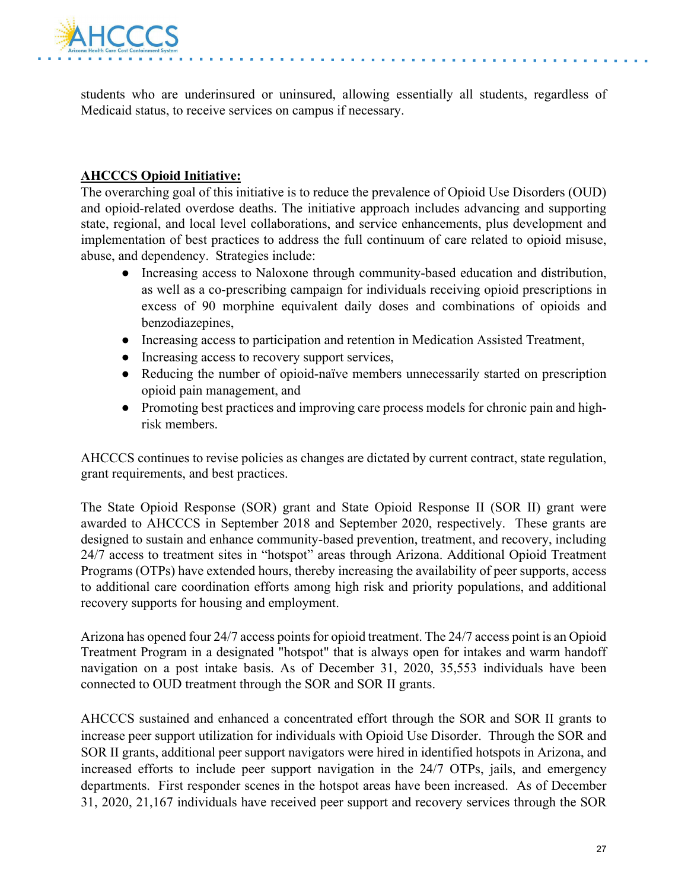students who are underinsured or uninsured, allowing essentially all students, regardless of Medicaid status, to receive services on campus if necessary.

**AHCCCS Opioid Initiative:**

The overarching goal of this initiative is to reduce the prevalence of Opioid Use Disorders (OUD) and opioid-related overdose deaths. The initiative approach includes advancing and supporting state, regional, and local level collaborations, and service enhancements, plus development and implementation of best practices to address the full continuum of care related to opioid misuse, abuse, and dependency. Strategies include:

- Increasing access to Naloxone through community-based education and distribution, as well as a co-prescribing campaign for individuals receiving opioid prescriptions in excess of 90 morphine equivalent daily doses and combinations of opioids and benzodiazepines,
- Increasing access to participation and retention in Medication Assisted Treatment,
- Increasing access to recovery support services,
- Reducing the number of opioid-naïve members unnecessarily started on prescription opioid pain management, and
- Promoting best practices and improving care process models for chronic pain and high-risk members.

AHCCCS continues to revise policies as changes are dictated by current contract, state regulation, grant requirements, and best practices.

The State Opioid Response (SOR) grant and State Opioid Response II (SOR II) grant were awarded to AHCCCS in September 2018 and September 2020, respectively. These grants are designed to sustain and enhance community-based prevention, treatment, and recovery, including 24/7 access to treatment sites in "hotspot" areas through Arizona. Additional Opioid Treatment Programs (OTPs) have extended hours, thereby increasing the availability of peer supports, access to additional care coordination efforts among high risk and priority populations, and additional recovery supports for housing and employment.

Arizona has opened four 24/7 access points for opioid treatment. The 24/7 access point is an Opioid Treatment Program in a designated "hotspot" that is always open for intakes and warm handoff navigation on a post intake basis. As of December 31, 2020, 35,553 individuals have been connected to OUD treatment through the SOR and SOR II grants.

AHCCCS sustained and enhanced a concentrated effort through the SOR and SOR II grants to increase peer support utilization for individuals with Opioid Use Disorder. Through the SOR and SOR II grants, additional peer support navigators were hired in identified hotspots in Arizona, and increased efforts to include peer support navigation in the 24/7 OTPs, jails, and emergency departments. First responder scenes in the hotspot areas have been increased. As of December 31, 2020, 21,167 individuals have received peer support and recovery services through the SOR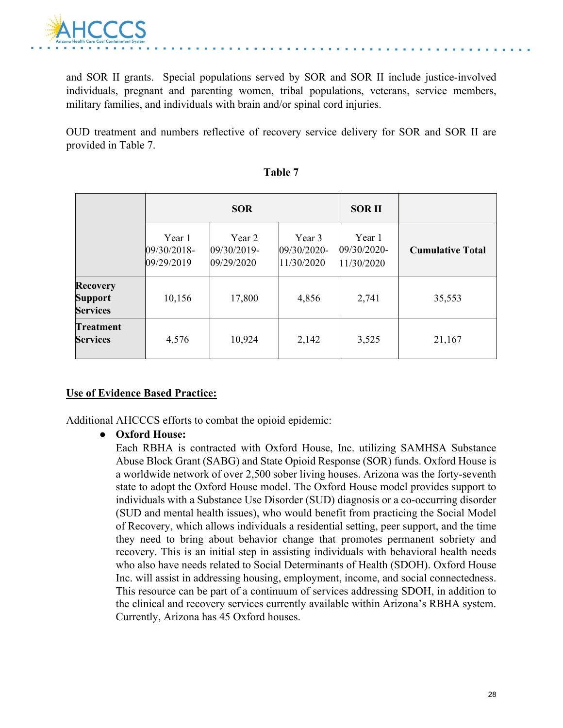and SOR II grants. Special populations served by SOR and SOR II include justice-involved individuals, pregnant and parenting women, tribal populations, veterans, service members, military families, and individuals with brain and/or spinal cord injuries.

OUD treatment and numbers reflective of recovery service delivery for SOR and SOR II are provided in Table 7.

**Table 7**

| | SOR | | | SOR II | |
|---|---|---|---|---|---|
| | Year 1 09/30/2018-09/29/2019 | Year 2 09/30/2019-09/29/2020 | Year 3 09/30/2020-11/30/2020 | Year 1 09/30/2020-11/30/2020 | **Cumulative Total** |
| **Recovery Support Services** | 10,156 | 17,800 | 4,856 | 2,741 | 35,553 |
| **Treatment Services** | 4,576 | 10,924 | 2,142 | 3,525 | 21,167 |

**Use of Evidence Based Practice:**

Additional AHCCCS efforts to combat the opioid epidemic:

- **Oxford House:**
  Each RBHA is contracted with Oxford House, Inc. utilizing SAMHSA Substance Abuse Block Grant (SABG) and State Opioid Response (SOR) funds. Oxford House is a worldwide network of over 2,500 sober living houses. Arizona was the forty-seventh state to adopt the Oxford House model. The Oxford House model provides support to individuals with a Substance Use Disorder (SUD) diagnosis or a co-occurring disorder (SUD and mental health issues), who would benefit from practicing the Social Model of Recovery, which allows individuals a residential setting, peer support, and the time they need to bring about behavior change that promotes permanent sobriety and recovery. This is an initial step in assisting individuals with behavioral health needs who also have needs related to Social Determinants of Health (SDOH). Oxford House Inc. will assist in addressing housing, employment, income, and social connectedness. This resource can be part of a continuum of services addressing SDOH, in addition to the clinical and recovery services currently available within Arizona's RBHA system. Currently, Arizona has 45 Oxford houses.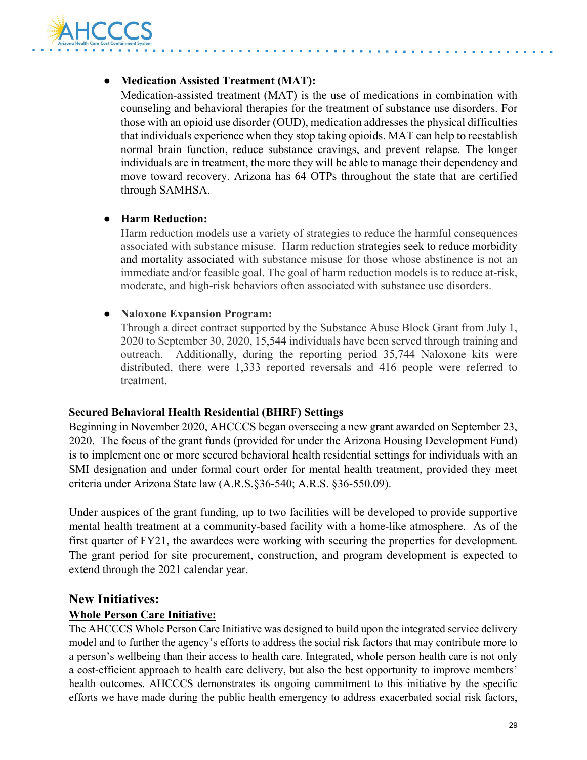- **Medication Assisted Treatment (MAT):**
  Medication-assisted treatment (MAT) is the use of medications in combination with counseling and behavioral therapies for the treatment of substance use disorders. For those with an opioid use disorder (OUD), medication addresses the physical difficulties that individuals experience when they stop taking opioids. MAT can help to reestablish normal brain function, reduce substance cravings, and prevent relapse. The longer individuals are in treatment, the more they will be able to manage their dependency and move toward recovery. Arizona has 64 OTPs throughout the state that are certified through SAMHSA.

- **Harm Reduction:**
  Harm reduction models use a variety of strategies to reduce the harmful consequences associated with substance misuse. Harm reduction strategies seek to reduce morbidity and mortality associated with substance misuse for those whose abstinence is not an immediate and/or feasible goal. The goal of harm reduction models is to reduce at-risk, moderate, and high-risk behaviors often associated with substance use disorders.

- **Naloxone Expansion Program:**
  Through a direct contract supported by the Substance Abuse Block Grant from July 1, 2020 to September 30, 2020, 15,544 individuals have been served through training and outreach. Additionally, during the reporting period 35,744 Naloxone kits were distributed, there were 1,333 reported reversals and 416 people were referred to treatment.

**Secured Behavioral Health Residential (BHRF) Settings**

Beginning in November 2020, AHCCCS began overseeing a new grant awarded on September 23, 2020. The focus of the grant funds (provided for under the Arizona Housing Development Fund) is to implement one or more secured behavioral health residential settings for individuals with an SMI designation and under formal court order for mental health treatment, provided they meet criteria under Arizona State law (A.R.S.§36-540; A.R.S. §36-550.09).

Under auspices of the grant funding, up to two facilities will be developed to provide supportive mental health treatment at a community-based facility with a home-like atmosphere. As of the first quarter of FY21, the awardees were working with securing the properties for development. The grant period for site procurement, construction, and program development is expected to extend through the 2021 calendar year.

## New Initiatives:

**Whole Person Care Initiative:**

The AHCCCS Whole Person Care Initiative was designed to build upon the integrated service delivery model and to further the agency's efforts to address the social risk factors that may contribute more to a person's wellbeing than their access to health care. Integrated, whole person health care is not only a cost-efficient approach to health care delivery, but also the best opportunity to improve members' health outcomes. AHCCCS demonstrates its ongoing commitment to this initiative by the specific efforts we have made during the public health emergency to address exacerbated social risk factors,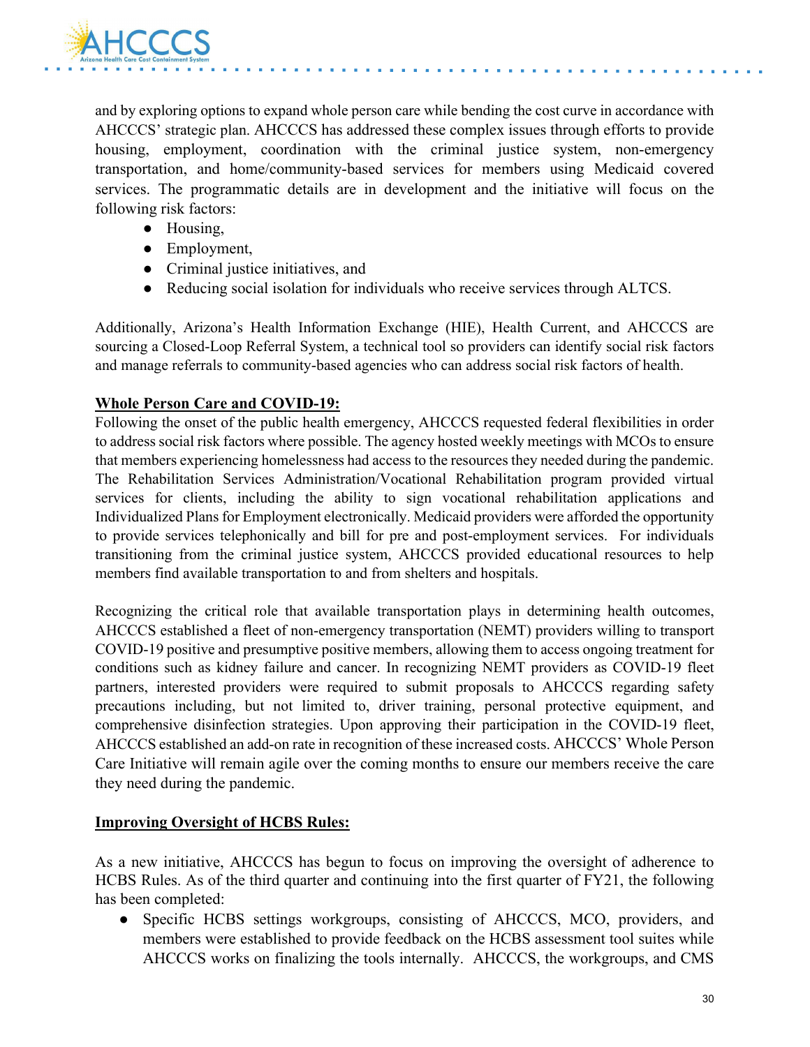and by exploring options to expand whole person care while bending the cost curve in accordance with AHCCCS' strategic plan. AHCCCS has addressed these complex issues through efforts to provide housing, employment, coordination with the criminal justice system, non-emergency transportation, and home/community-based services for members using Medicaid covered services. The programmatic details are in development and the initiative will focus on the following risk factors:

- Housing,
- Employment,
- Criminal justice initiatives, and
- Reducing social isolation for individuals who receive services through ALTCS.

Additionally, Arizona's Health Information Exchange (HIE), Health Current, and AHCCCS are sourcing a Closed-Loop Referral System, a technical tool so providers can identify social risk factors and manage referrals to community-based agencies who can address social risk factors of health.

**Whole Person Care and COVID-19:**

Following the onset of the public health emergency, AHCCCS requested federal flexibilities in order to address social risk factors where possible. The agency hosted weekly meetings with MCOs to ensure that members experiencing homelessness had access to the resources they needed during the pandemic. The Rehabilitation Services Administration/Vocational Rehabilitation program provided virtual services for clients, including the ability to sign vocational rehabilitation applications and Individualized Plans for Employment electronically. Medicaid providers were afforded the opportunity to provide services telephonically and bill for pre and post-employment services. For individuals transitioning from the criminal justice system, AHCCCS provided educational resources to help members find available transportation to and from shelters and hospitals.

Recognizing the critical role that available transportation plays in determining health outcomes, AHCCCS established a fleet of non-emergency transportation (NEMT) providers willing to transport COVID-19 positive and presumptive positive members, allowing them to access ongoing treatment for conditions such as kidney failure and cancer. In recognizing NEMT providers as COVID-19 fleet partners, interested providers were required to submit proposals to AHCCCS regarding safety precautions including, but not limited to, driver training, personal protective equipment, and comprehensive disinfection strategies. Upon approving their participation in the COVID-19 fleet, AHCCCS established an add-on rate in recognition of these increased costs. AHCCCS' Whole Person Care Initiative will remain agile over the coming months to ensure our members receive the care they need during the pandemic.

**Improving Oversight of HCBS Rules:**

As a new initiative, AHCCCS has begun to focus on improving the oversight of adherence to HCBS Rules. As of the third quarter and continuing into the first quarter of FY21, the following has been completed:

- Specific HCBS settings workgroups, consisting of AHCCCS, MCO, providers, and members were established to provide feedback on the HCBS assessment tool suites while AHCCCS works on finalizing the tools internally. AHCCCS, the workgroups, and CMS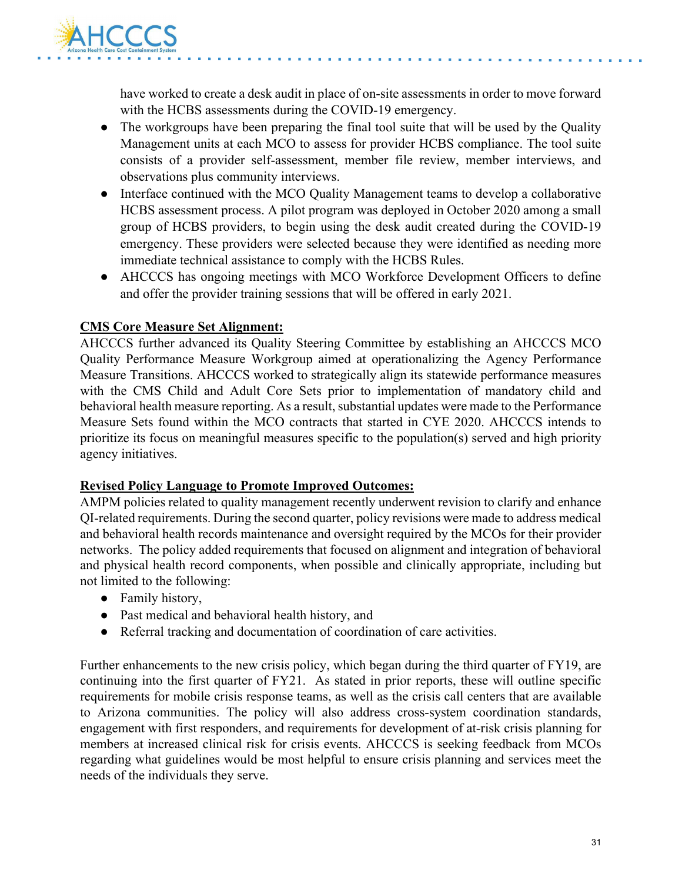have worked to create a desk audit in place of on-site assessments in order to move forward with the HCBS assessments during the COVID-19 emergency.

- The workgroups have been preparing the final tool suite that will be used by the Quality Management units at each MCO to assess for provider HCBS compliance. The tool suite consists of a provider self-assessment, member file review, member interviews, and observations plus community interviews.
- Interface continued with the MCO Quality Management teams to develop a collaborative HCBS assessment process. A pilot program was deployed in October 2020 among a small group of HCBS providers, to begin using the desk audit created during the COVID-19 emergency. These providers were selected because they were identified as needing more immediate technical assistance to comply with the HCBS Rules.
- AHCCCS has ongoing meetings with MCO Workforce Development Officers to define and offer the provider training sessions that will be offered in early 2021.

**CMS Core Measure Set Alignment:**

AHCCCS further advanced its Quality Steering Committee by establishing an AHCCCS MCO Quality Performance Measure Workgroup aimed at operationalizing the Agency Performance Measure Transitions. AHCCCS worked to strategically align its statewide performance measures with the CMS Child and Adult Core Sets prior to implementation of mandatory child and behavioral health measure reporting. As a result, substantial updates were made to the Performance Measure Sets found within the MCO contracts that started in CYE 2020. AHCCCS intends to prioritize its focus on meaningful measures specific to the population(s) served and high priority agency initiatives.

**Revised Policy Language to Promote Improved Outcomes:**

AMPM policies related to quality management recently underwent revision to clarify and enhance QI-related requirements. During the second quarter, policy revisions were made to address medical and behavioral health records maintenance and oversight required by the MCOs for their provider networks. The policy added requirements that focused on alignment and integration of behavioral and physical health record components, when possible and clinically appropriate, including but not limited to the following:

- Family history,
- Past medical and behavioral health history, and
- Referral tracking and documentation of coordination of care activities.

Further enhancements to the new crisis policy, which began during the third quarter of FY19, are continuing into the first quarter of FY21. As stated in prior reports, these will outline specific requirements for mobile crisis response teams, as well as the crisis call centers that are available to Arizona communities. The policy will also address cross-system coordination standards, engagement with first responders, and requirements for development of at-risk crisis planning for members at increased clinical risk for crisis events. AHCCCS is seeking feedback from MCOs regarding what guidelines would be most helpful to ensure crisis planning and services meet the needs of the individuals they serve.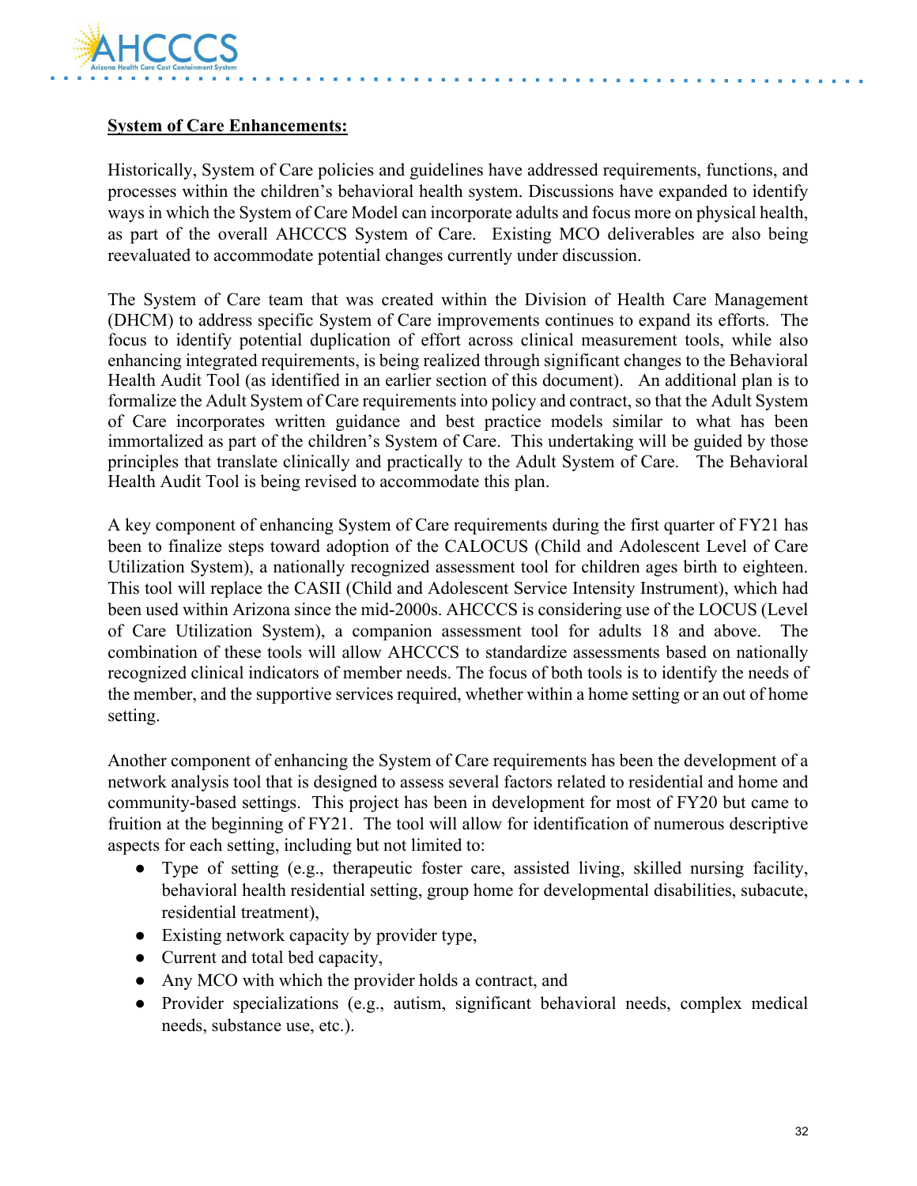**System of Care Enhancements:**

Historically, System of Care policies and guidelines have addressed requirements, functions, and processes within the children's behavioral health system. Discussions have expanded to identify ways in which the System of Care Model can incorporate adults and focus more on physical health, as part of the overall AHCCCS System of Care. Existing MCO deliverables are also being reevaluated to accommodate potential changes currently under discussion.

The System of Care team that was created within the Division of Health Care Management (DHCM) to address specific System of Care improvements continues to expand its efforts. The focus to identify potential duplication of effort across clinical measurement tools, while also enhancing integrated requirements, is being realized through significant changes to the Behavioral Health Audit Tool (as identified in an earlier section of this document). An additional plan is to formalize the Adult System of Care requirements into policy and contract, so that the Adult System of Care incorporates written guidance and best practice models similar to what has been immortalized as part of the children's System of Care. This undertaking will be guided by those principles that translate clinically and practically to the Adult System of Care. The Behavioral Health Audit Tool is being revised to accommodate this plan.

A key component of enhancing System of Care requirements during the first quarter of FY21 has been to finalize steps toward adoption of the CALOCUS (Child and Adolescent Level of Care Utilization System), a nationally recognized assessment tool for children ages birth to eighteen. This tool will replace the CASII (Child and Adolescent Service Intensity Instrument), which had been used within Arizona since the mid-2000s. AHCCCS is considering use of the LOCUS (Level of Care Utilization System), a companion assessment tool for adults 18 and above. The combination of these tools will allow AHCCCS to standardize assessments based on nationally recognized clinical indicators of member needs. The focus of both tools is to identify the needs of the member, and the supportive services required, whether within a home setting or an out of home setting.

Another component of enhancing the System of Care requirements has been the development of a network analysis tool that is designed to assess several factors related to residential and home and community-based settings. This project has been in development for most of FY20 but came to fruition at the beginning of FY21. The tool will allow for identification of numerous descriptive aspects for each setting, including but not limited to:

- Type of setting (e.g., therapeutic foster care, assisted living, skilled nursing facility, behavioral health residential setting, group home for developmental disabilities, subacute, residential treatment),
- Existing network capacity by provider type,
- Current and total bed capacity,
- Any MCO with which the provider holds a contract, and
- Provider specializations (e.g., autism, significant behavioral needs, complex medical needs, substance use, etc.).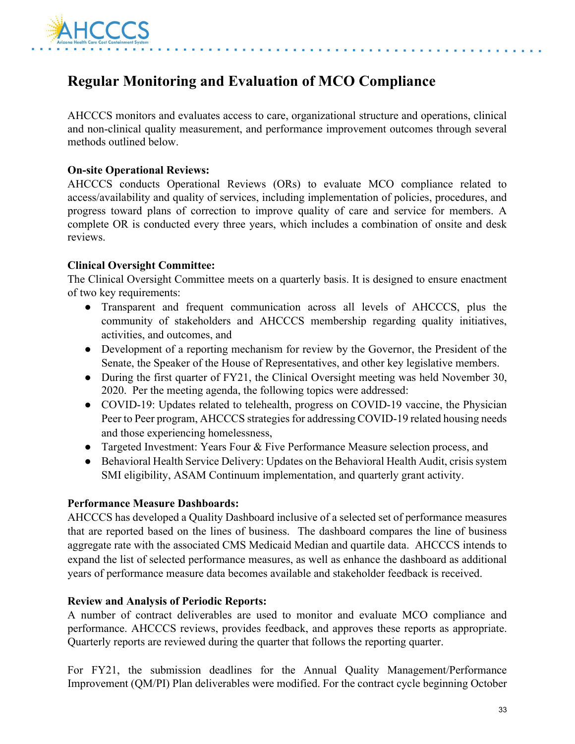## Regular Monitoring and Evaluation of MCO Compliance

AHCCCS monitors and evaluates access to care, organizational structure and operations, clinical and non-clinical quality measurement, and performance improvement outcomes through several methods outlined below.

**On-site Operational Reviews:**
AHCCCS conducts Operational Reviews (ORs) to evaluate MCO compliance related to access/availability and quality of services, including implementation of policies, procedures, and progress toward plans of correction to improve quality of care and service for members. A complete OR is conducted every three years, which includes a combination of onsite and desk reviews.

**Clinical Oversight Committee:**
The Clinical Oversight Committee meets on a quarterly basis. It is designed to ensure enactment of two key requirements:

- Transparent and frequent communication across all levels of AHCCCS, plus the community of stakeholders and AHCCCS membership regarding quality initiatives, activities, and outcomes, and
- Development of a reporting mechanism for review by the Governor, the President of the Senate, the Speaker of the House of Representatives, and other key legislative members.
- During the first quarter of FY21, the Clinical Oversight meeting was held November 30, 2020. Per the meeting agenda, the following topics were addressed:
- COVID-19: Updates related to telehealth, progress on COVID-19 vaccine, the Physician Peer to Peer program, AHCCCS strategies for addressing COVID-19 related housing needs and those experiencing homelessness,
- Targeted Investment: Years Four & Five Performance Measure selection process, and
- Behavioral Health Service Delivery: Updates on the Behavioral Health Audit, crisis system SMI eligibility, ASAM Continuum implementation, and quarterly grant activity.

**Performance Measure Dashboards:**
AHCCCS has developed a Quality Dashboard inclusive of a selected set of performance measures that are reported based on the lines of business. The dashboard compares the line of business aggregate rate with the associated CMS Medicaid Median and quartile data. AHCCCS intends to expand the list of selected performance measures, as well as enhance the dashboard as additional years of performance measure data becomes available and stakeholder feedback is received.

**Review and Analysis of Periodic Reports:**
A number of contract deliverables are used to monitor and evaluate MCO compliance and performance. AHCCCS reviews, provides feedback, and approves these reports as appropriate. Quarterly reports are reviewed during the quarter that follows the reporting quarter.

For FY21, the submission deadlines for the Annual Quality Management/Performance Improvement (QM/PI) Plan deliverables were modified. For the contract cycle beginning October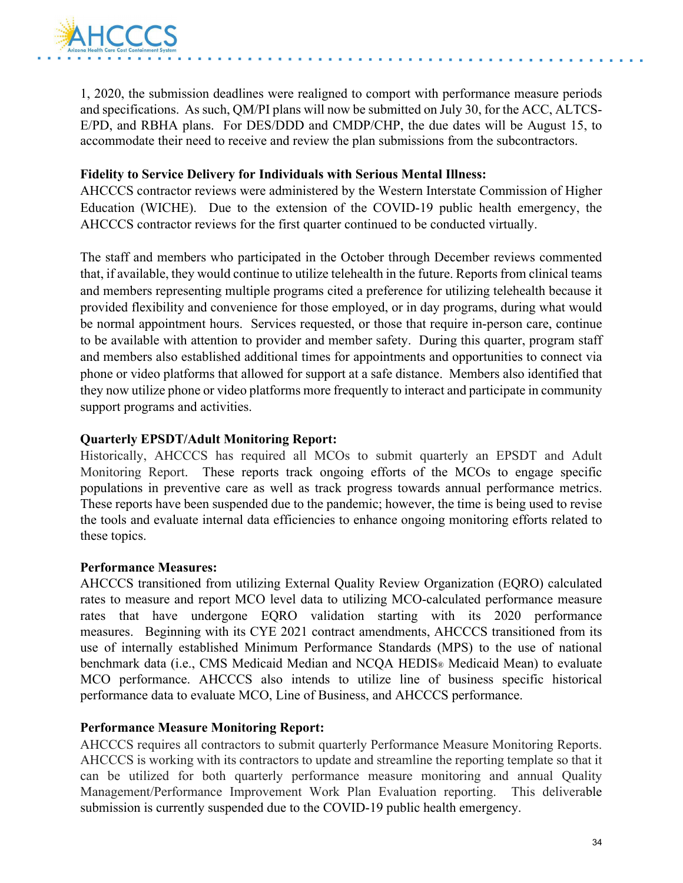1, 2020, the submission deadlines were realigned to comport with performance measure periods and specifications. As such, QM/PI plans will now be submitted on July 30, for the ACC, ALTCS-E/PD, and RBHA plans. For DES/DDD and CMDP/CHP, the due dates will be August 15, to accommodate their need to receive and review the plan submissions from the subcontractors.

**Fidelity to Service Delivery for Individuals with Serious Mental Illness:**
AHCCCS contractor reviews were administered by the Western Interstate Commission of Higher Education (WICHE). Due to the extension of the COVID-19 public health emergency, the AHCCCS contractor reviews for the first quarter continued to be conducted virtually.

The staff and members who participated in the October through December reviews commented that, if available, they would continue to utilize telehealth in the future. Reports from clinical teams and members representing multiple programs cited a preference for utilizing telehealth because it provided flexibility and convenience for those employed, or in day programs, during what would be normal appointment hours. Services requested, or those that require in-person care, continue to be available with attention to provider and member safety. During this quarter, program staff and members also established additional times for appointments and opportunities to connect via phone or video platforms that allowed for support at a safe distance. Members also identified that they now utilize phone or video platforms more frequently to interact and participate in community support programs and activities.

**Quarterly EPSDT/Adult Monitoring Report:**
Historically, AHCCCS has required all MCOs to submit quarterly an EPSDT and Adult Monitoring Report. These reports track ongoing efforts of the MCOs to engage specific populations in preventive care as well as track progress towards annual performance metrics. These reports have been suspended due to the pandemic; however, the time is being used to revise the tools and evaluate internal data efficiencies to enhance ongoing monitoring efforts related to these topics.

**Performance Measures:**
AHCCCS transitioned from utilizing External Quality Review Organization (EQRO) calculated rates to measure and report MCO level data to utilizing MCO-calculated performance measure rates that have undergone EQRO validation starting with its 2020 performance measures. Beginning with its CYE 2021 contract amendments, AHCCCS transitioned from its use of internally established Minimum Performance Standards (MPS) to the use of national benchmark data (i.e., CMS Medicaid Median and NCQA HEDIS® Medicaid Mean) to evaluate MCO performance. AHCCCS also intends to utilize line of business specific historical performance data to evaluate MCO, Line of Business, and AHCCCS performance.

**Performance Measure Monitoring Report:**
AHCCCS requires all contractors to submit quarterly Performance Measure Monitoring Reports. AHCCCS is working with its contractors to update and streamline the reporting template so that it can be utilized for both quarterly performance measure monitoring and annual Quality Management/Performance Improvement Work Plan Evaluation reporting. This deliverable submission is currently suspended due to the COVID-19 public health emergency.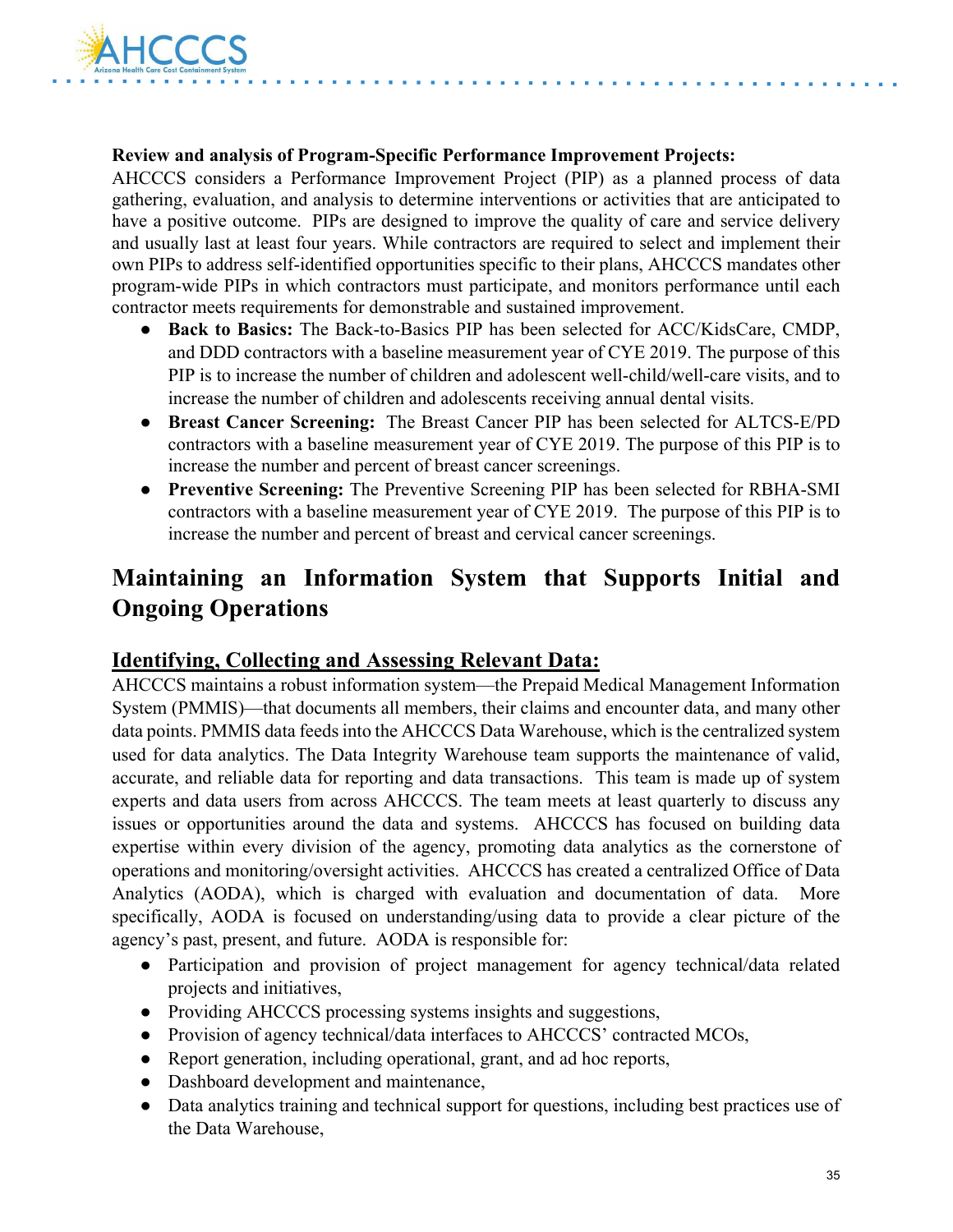**Review and analysis of Program-Specific Performance Improvement Projects:**
AHCCCS considers a Performance Improvement Project (PIP) as a planned process of data gathering, evaluation, and analysis to determine interventions or activities that are anticipated to have a positive outcome. PIPs are designed to improve the quality of care and service delivery and usually last at least four years. While contractors are required to select and implement their own PIPs to address self-identified opportunities specific to their plans, AHCCCS mandates other program-wide PIPs in which contractors must participate, and monitors performance until each contractor meets requirements for demonstrable and sustained improvement.

- **Back to Basics:** The Back-to-Basics PIP has been selected for ACC/KidsCare, CMDP, and DDD contractors with a baseline measurement year of CYE 2019. The purpose of this PIP is to increase the number of children and adolescent well-child/well-care visits, and to increase the number of children and adolescents receiving annual dental visits.
- **Breast Cancer Screening:** The Breast Cancer PIP has been selected for ALTCS-E/PD contractors with a baseline measurement year of CYE 2019. The purpose of this PIP is to increase the number and percent of breast cancer screenings.
- **Preventive Screening:** The Preventive Screening PIP has been selected for RBHA-SMI contractors with a baseline measurement year of CYE 2019. The purpose of this PIP is to increase the number and percent of breast and cervical cancer screenings.

## Maintaining an Information System that Supports Initial and Ongoing Operations

### Identifying, Collecting and Assessing Relevant Data:

AHCCCS maintains a robust information system—the Prepaid Medical Management Information System (PMMIS)—that documents all members, their claims and encounter data, and many other data points. PMMIS data feeds into the AHCCCS Data Warehouse, which is the centralized system used for data analytics. The Data Integrity Warehouse team supports the maintenance of valid, accurate, and reliable data for reporting and data transactions. This team is made up of system experts and data users from across AHCCCS. The team meets at least quarterly to discuss any issues or opportunities around the data and systems. AHCCCS has focused on building data expertise within every division of the agency, promoting data analytics as the cornerstone of operations and monitoring/oversight activities. AHCCCS has created a centralized Office of Data Analytics (AODA), which is charged with evaluation and documentation of data. More specifically, AODA is focused on understanding/using data to provide a clear picture of the agency's past, present, and future. AODA is responsible for:

- Participation and provision of project management for agency technical/data related projects and initiatives,
- Providing AHCCCS processing systems insights and suggestions,
- Provision of agency technical/data interfaces to AHCCCS' contracted MCOs,
- Report generation, including operational, grant, and ad hoc reports,
- Dashboard development and maintenance,
- Data analytics training and technical support for questions, including best practices use of the Data Warehouse,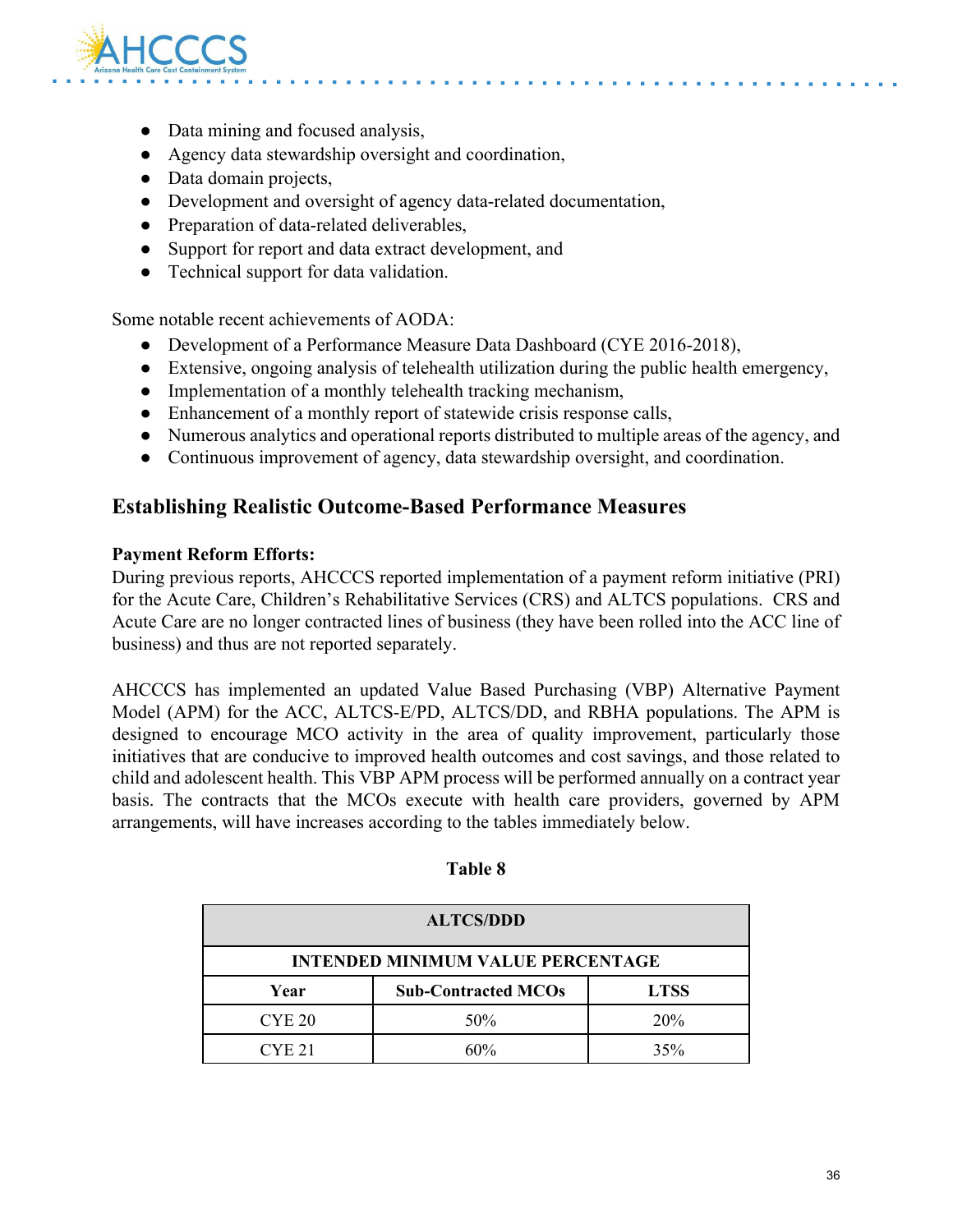- Data mining and focused analysis,
- Agency data stewardship oversight and coordination,
- Data domain projects,
- Development and oversight of agency data-related documentation,
- Preparation of data-related deliverables,
- Support for report and data extract development, and
- Technical support for data validation.

Some notable recent achievements of AODA:

- Development of a Performance Measure Data Dashboard (CYE 2016-2018),
- Extensive, ongoing analysis of telehealth utilization during the public health emergency,
- Implementation of a monthly telehealth tracking mechanism,
- Enhancement of a monthly report of statewide crisis response calls,
- Numerous analytics and operational reports distributed to multiple areas of the agency, and
- Continuous improvement of agency, data stewardship oversight, and coordination.

## Establishing Realistic Outcome-Based Performance Measures

**Payment Reform Efforts:**
During previous reports, AHCCCS reported implementation of a payment reform initiative (PRI) for the Acute Care, Children's Rehabilitative Services (CRS) and ALTCS populations. CRS and Acute Care are no longer contracted lines of business (they have been rolled into the ACC line of business) and thus are not reported separately.

AHCCCS has implemented an updated Value Based Purchasing (VBP) Alternative Payment Model (APM) for the ACC, ALTCS-E/PD, ALTCS/DD, and RBHA populations. The APM is designed to encourage MCO activity in the area of quality improvement, particularly those initiatives that are conducive to improved health outcomes and cost savings, and those related to child and adolescent health. This VBP APM process will be performed annually on a contract year basis. The contracts that the MCOs execute with health care providers, governed by APM arrangements, will have increases according to the tables immediately below.

**Table 8**

| ALTCS/DDD | | |
|---|---|---|
| **INTENDED MINIMUM VALUE PERCENTAGE** | | |
| **Year** | **Sub-Contracted MCOs** | **LTSS** |
| CYE 20 | 50% | 20% |
| CYE 21 | 60% | 35% |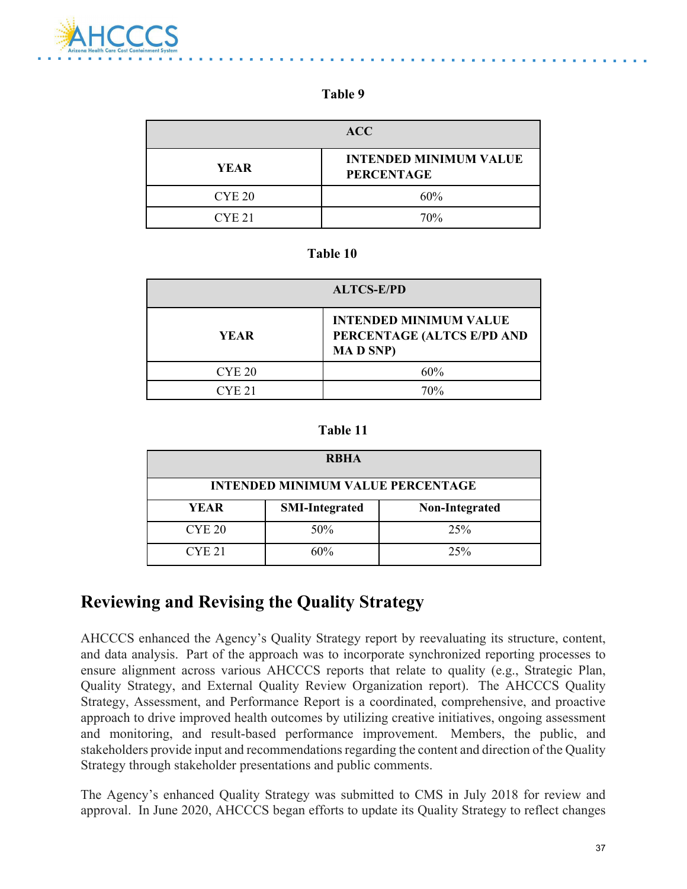**Table 9**

| ACC | |
|---|---|
| **YEAR** | **INTENDED MINIMUM VALUE PERCENTAGE** |
| CYE 20 | 60% |
| CYE 21 | 70% |

**Table 10**

| ALTCS-E/PD | |
|---|---|
| **YEAR** | **INTENDED MINIMUM VALUE PERCENTAGE (ALTCS E/PD AND MA D SNP)** |
| CYE 20 | 60% |
| CYE 21 | 70% |

**Table 11**

| RBHA | | |
|---|---|---|
| **INTENDED MINIMUM VALUE PERCENTAGE** | | |
| **YEAR** | **SMI-Integrated** | **Non-Integrated** |
| CYE 20 | 50% | 25% |
| CYE 21 | 60% | 25% |

## Reviewing and Revising the Quality Strategy

AHCCCS enhanced the Agency's Quality Strategy report by reevaluating its structure, content, and data analysis. Part of the approach was to incorporate synchronized reporting processes to ensure alignment across various AHCCCS reports that relate to quality (e.g., Strategic Plan, Quality Strategy, and External Quality Review Organization report). The AHCCCS Quality Strategy, Assessment, and Performance Report is a coordinated, comprehensive, and proactive approach to drive improved health outcomes by utilizing creative initiatives, ongoing assessment and monitoring, and result-based performance improvement. Members, the public, and stakeholders provide input and recommendations regarding the content and direction of the Quality Strategy through stakeholder presentations and public comments.

The Agency's enhanced Quality Strategy was submitted to CMS in July 2018 for review and approval. In June 2020, AHCCCS began efforts to update its Quality Strategy to reflect changes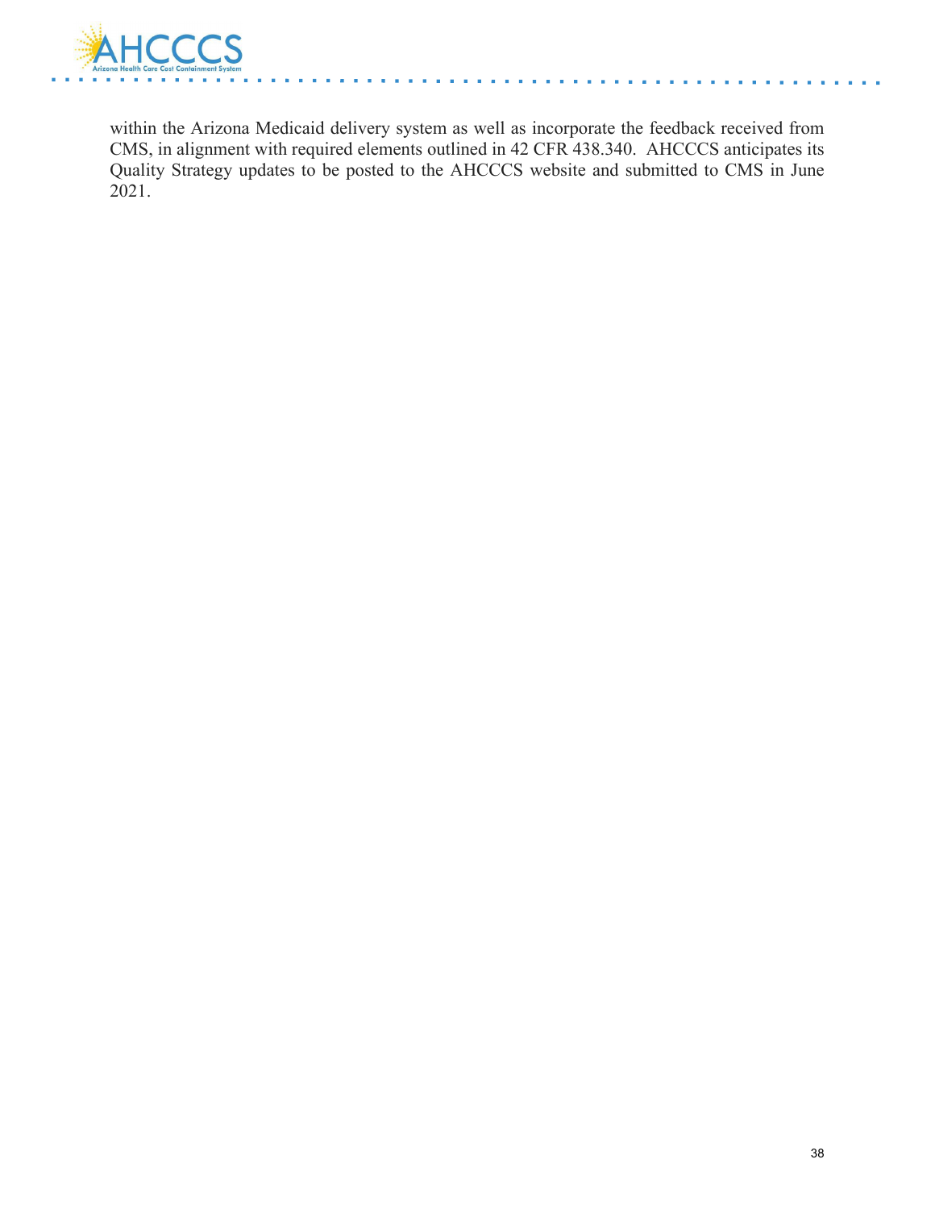within the Arizona Medicaid delivery system as well as incorporate the feedback received from CMS, in alignment with required elements outlined in 42 CFR 438.340. AHCCCS anticipates its Quality Strategy updates to be posted to the AHCCCS website and submitted to CMS in June 2021.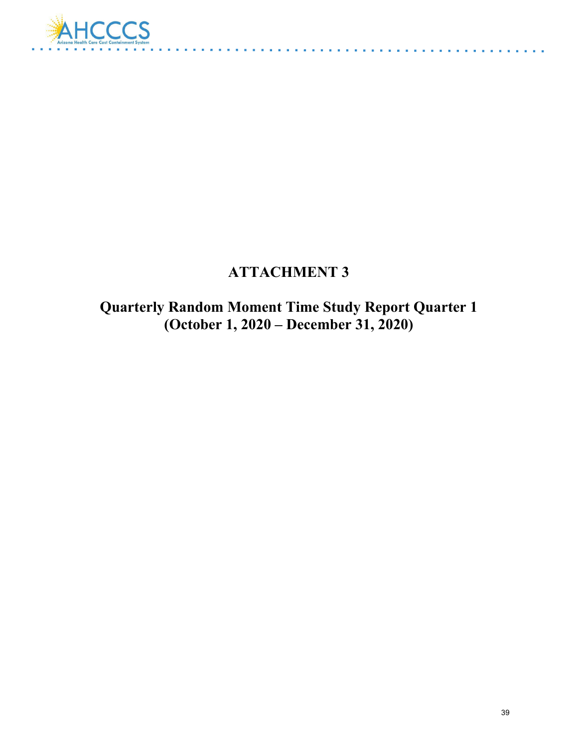# ATTACHMENT 3

## Quarterly Random Moment Time Study Report Quarter 1 (October 1, 2020 – December 31, 2020)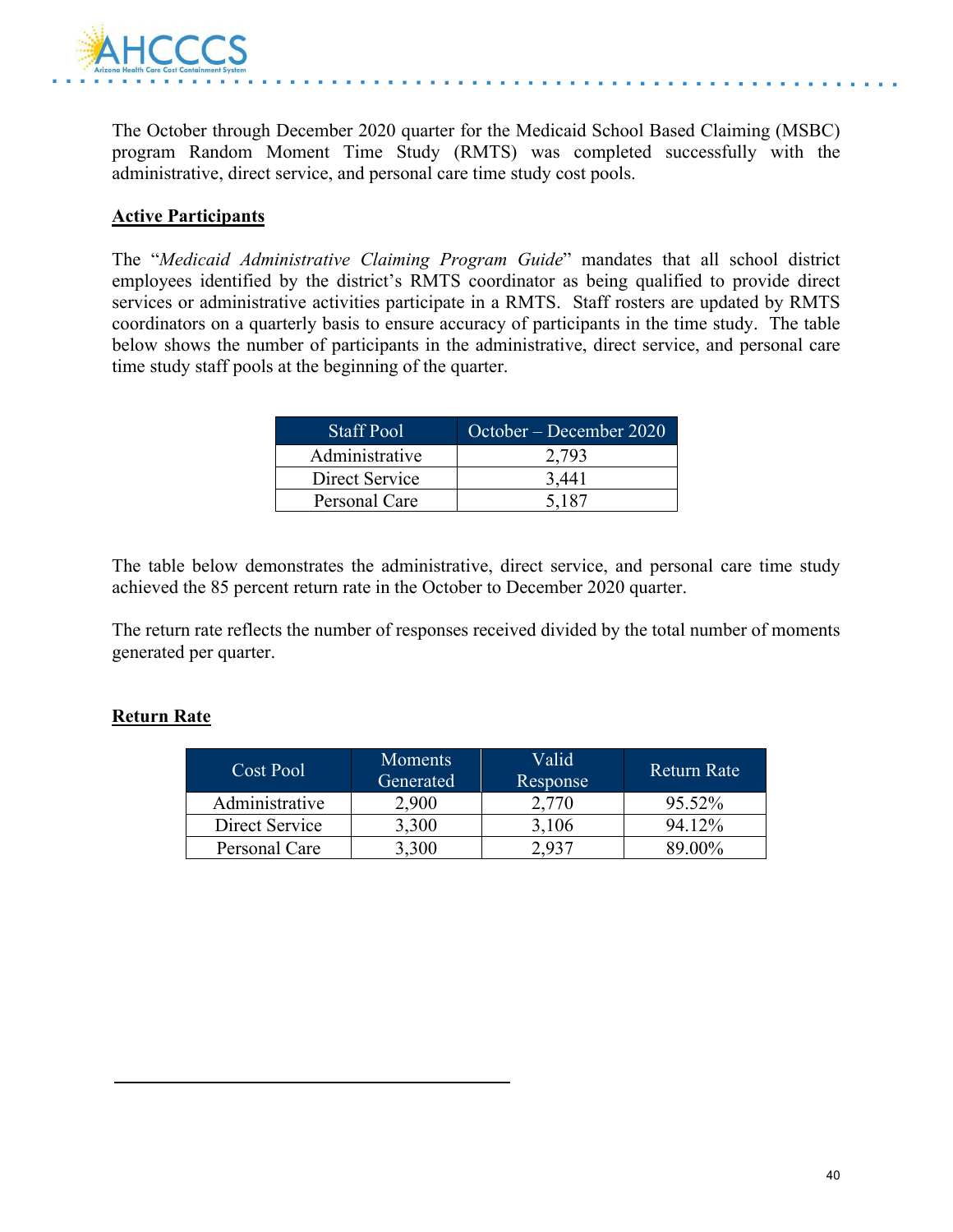The October through December 2020 quarter for the Medicaid School Based Claiming (MSBC) program Random Moment Time Study (RMTS) was completed successfully with the administrative, direct service, and personal care time study cost pools.

**Active Participants**

The "*Medicaid Administrative Claiming Program Guide*" mandates that all school district employees identified by the district's RMTS coordinator as being qualified to provide direct services or administrative activities participate in a RMTS. Staff rosters are updated by RMTS coordinators on a quarterly basis to ensure accuracy of participants in the time study. The table below shows the number of participants in the administrative, direct service, and personal care time study staff pools at the beginning of the quarter.

| Staff Pool | October – December 2020 |
|---|---|
| Administrative | 2,793 |
| Direct Service | 3,441 |
| Personal Care | 5,187 |

The table below demonstrates the administrative, direct service, and personal care time study achieved the 85 percent return rate in the October to December 2020 quarter.

The return rate reflects the number of responses received divided by the total number of moments generated per quarter.

**Return Rate**

| Cost Pool | Moments Generated | Valid Response | Return Rate |
|---|---|---|---|
| Administrative | 2,900 | 2,770 | 95.52% |
| Direct Service | 3,300 | 3,106 | 94.12% |
| Personal Care | 3,300 | 2,937 | 89.00% |